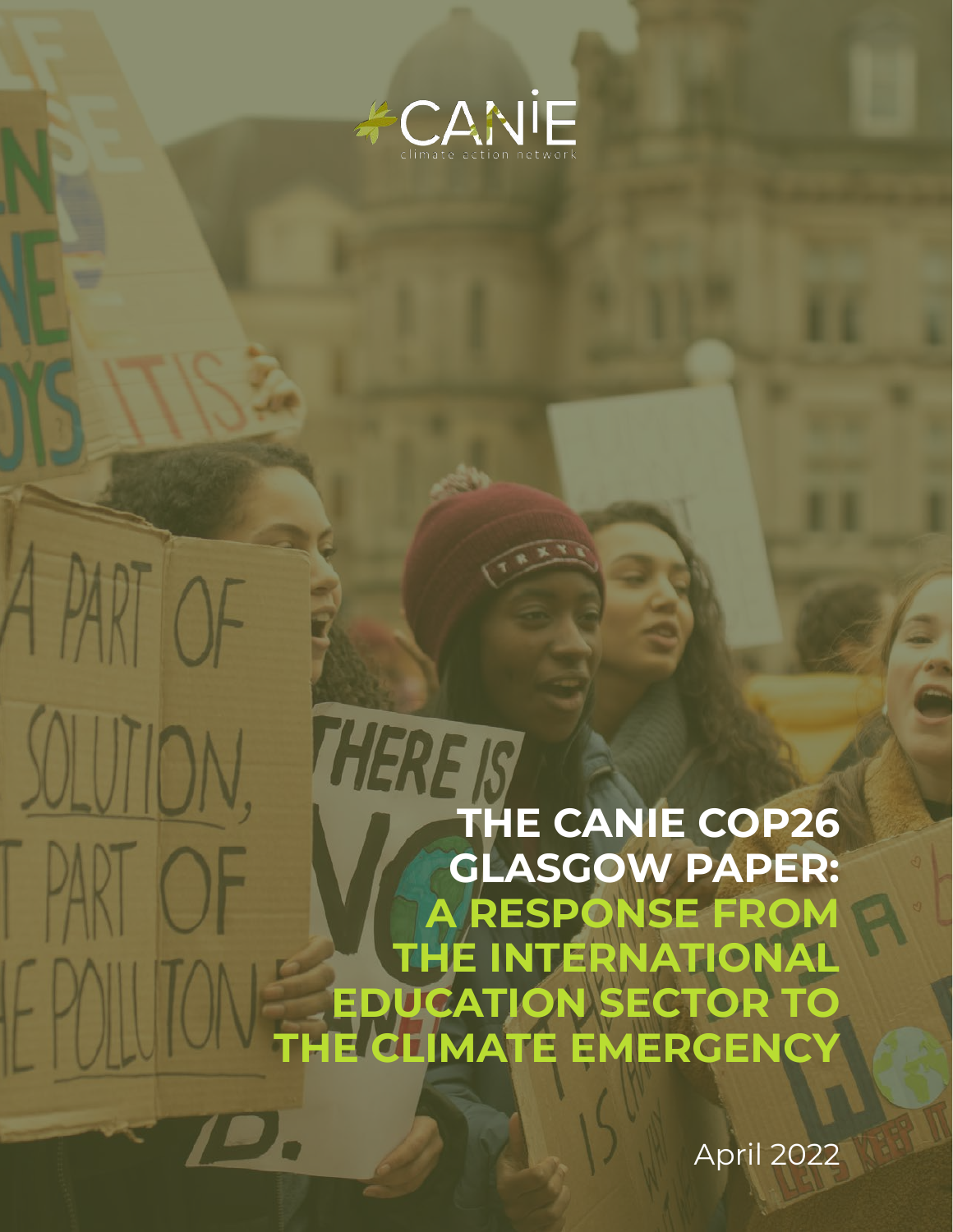CANIE

climate action network

# THE CANIE COP26 GLASGOW PAPER: A RESPONSE FROM THE INTERNATIONAL EDUCATION SECTOR TO THE CLIMATE EMERGENCY

April 2022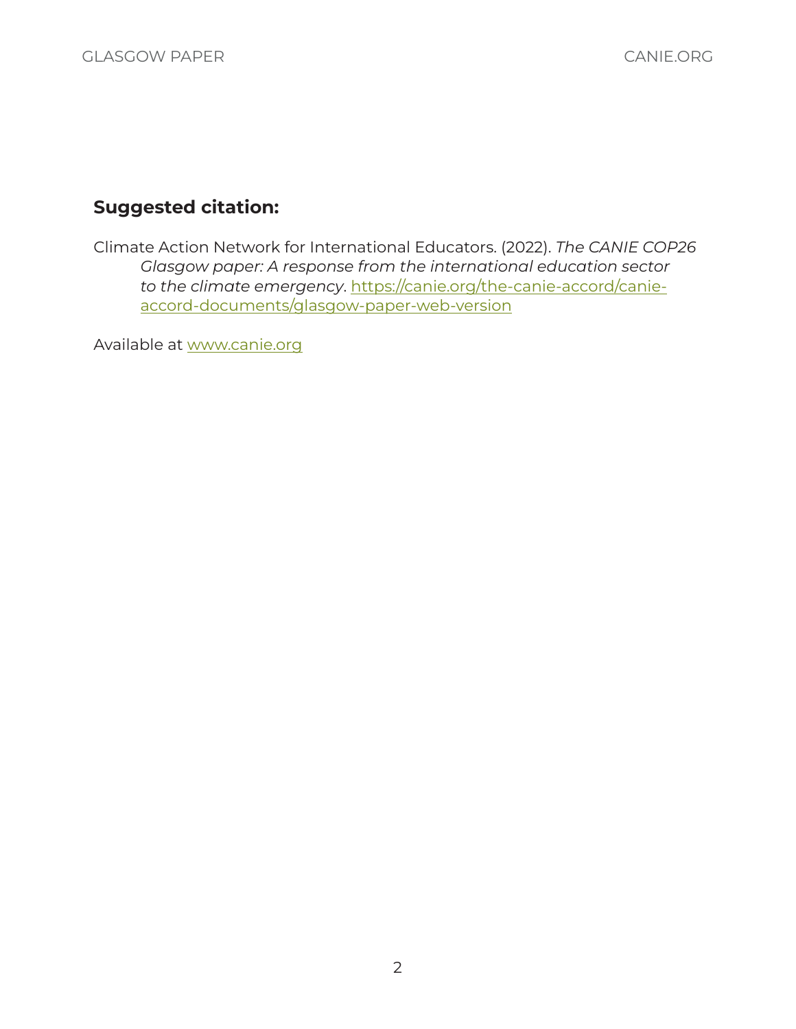**Suggested citation:**

Climate Action Network for International Educators. (2022). *The CANIE COP26 Glasgow paper: A response from the international education sector to the climate emergency*. https://canie.org/the-canie-accord/canie-accord-documents/glasgow-paper-web-version

Available at www.canie.org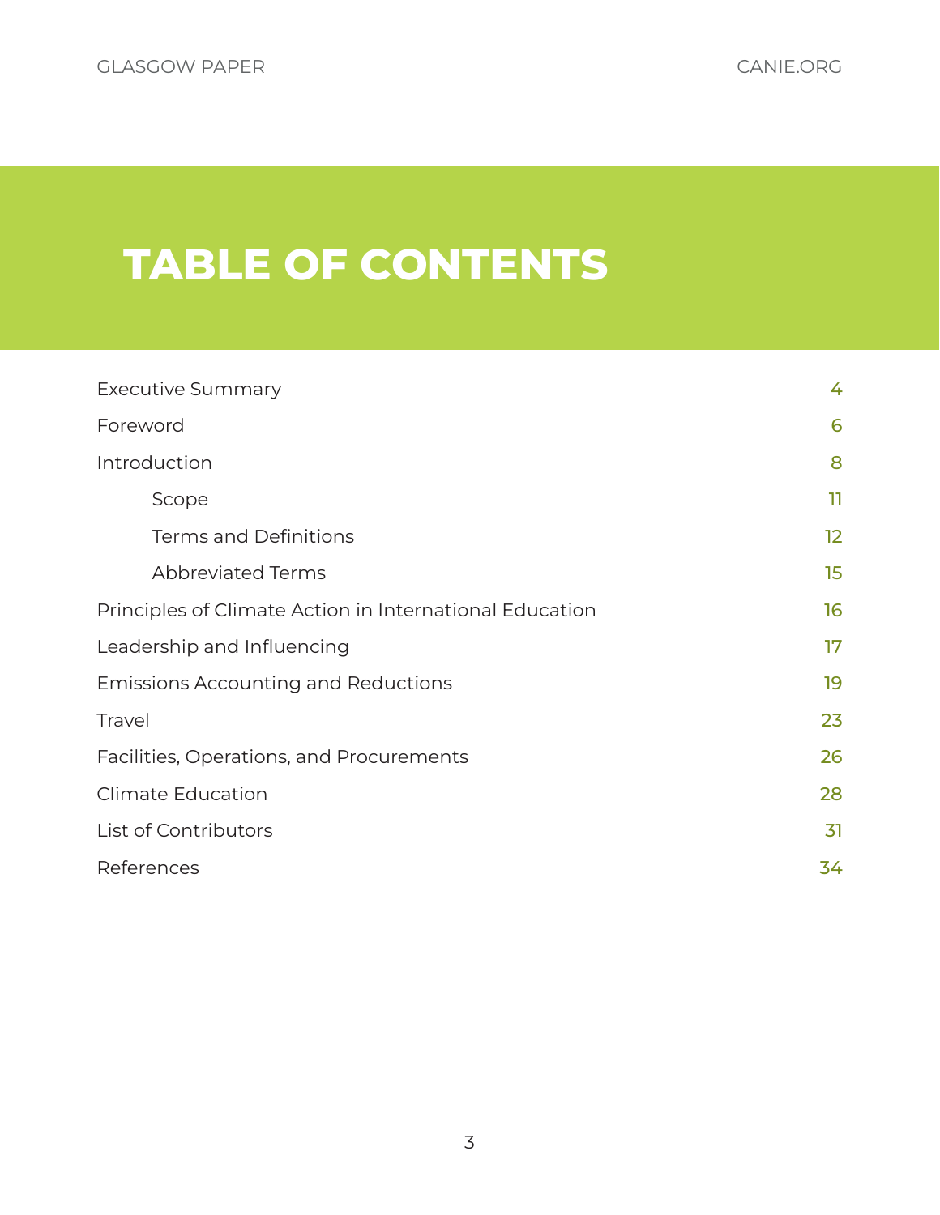# TABLE OF CONTENTS

| | |
|---|---|
| Executive Summary | 4 |
| Foreword | 6 |
| Introduction | 8 |
| Scope | 11 |
| Terms and Definitions | 12 |
| Abbreviated Terms | 15 |
| Principles of Climate Action in International Education | 16 |
| Leadership and Influencing | 17 |
| Emissions Accounting and Reductions | 19 |
| Travel | 23 |
| Facilities, Operations, and Procurements | 26 |
| Climate Education | 28 |
| List of Contributors | 31 |
| References | 34 |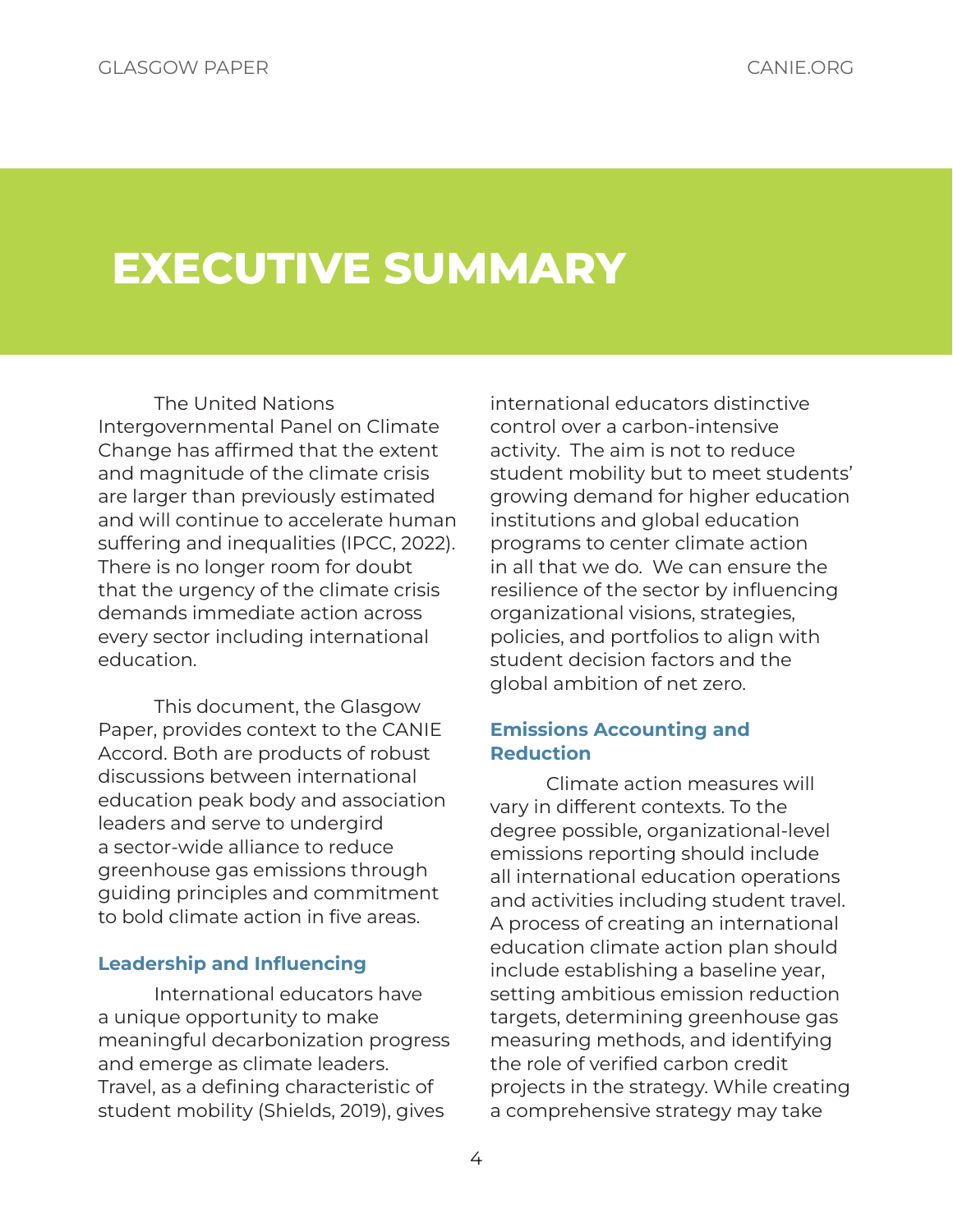# EXECUTIVE SUMMARY

The United Nations Intergovernmental Panel on Climate Change has affirmed that the extent and magnitude of the climate crisis are larger than previously estimated and will continue to accelerate human suffering and inequalities (IPCC, 2022). There is no longer room for doubt that the urgency of the climate crisis demands immediate action across every sector including international education.

This document, the Glasgow Paper, provides context to the CANIE Accord. Both are products of robust discussions between international education peak body and association leaders and serve to undergird a sector-wide alliance to reduce greenhouse gas emissions through guiding principles and commitment to bold climate action in five areas.

### Leadership and Influencing

International educators have a unique opportunity to make meaningful decarbonization progress and emerge as climate leaders. Travel, as a defining characteristic of student mobility (Shields, 2019), gives international educators distinctive control over a carbon-intensive activity. The aim is not to reduce student mobility but to meet students' growing demand for higher education institutions and global education programs to center climate action in all that we do. We can ensure the resilience of the sector by influencing organizational visions, strategies, policies, and portfolios to align with student decision factors and the global ambition of net zero.

### Emissions Accounting and Reduction

Climate action measures will vary in different contexts. To the degree possible, organizational-level emissions reporting should include all international education operations and activities including student travel. A process of creating an international education climate action plan should include establishing a baseline year, setting ambitious emission reduction targets, determining greenhouse gas measuring methods, and identifying the role of verified carbon credit projects in the strategy. While creating a comprehensive strategy may take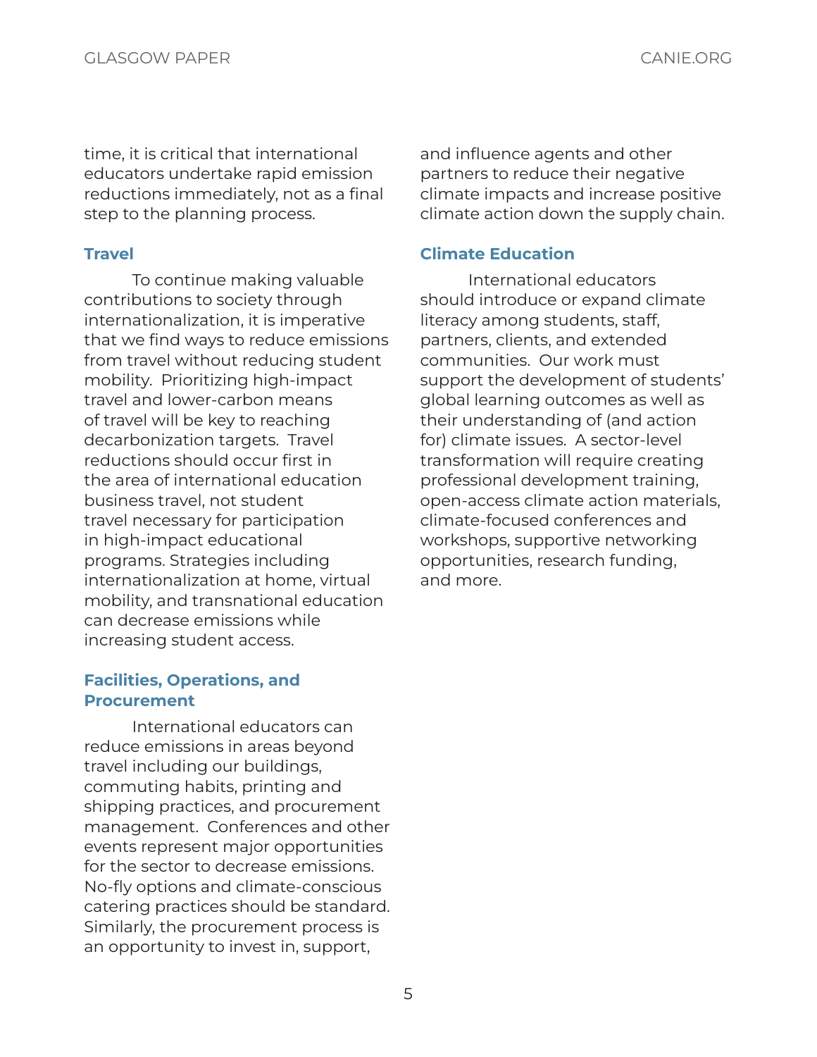time, it is critical that international educators undertake rapid emission reductions immediately, not as a final step to the planning process.

### Travel

To continue making valuable contributions to society through internationalization, it is imperative that we find ways to reduce emissions from travel without reducing student mobility. Prioritizing high-impact travel and lower-carbon means of travel will be key to reaching decarbonization targets. Travel reductions should occur first in the area of international education business travel, not student travel necessary for participation in high-impact educational programs. Strategies including internationalization at home, virtual mobility, and transnational education can decrease emissions while increasing student access.

### Facilities, Operations, and Procurement

International educators can reduce emissions in areas beyond travel including our buildings, commuting habits, printing and shipping practices, and procurement management. Conferences and other events represent major opportunities for the sector to decrease emissions. No-fly options and climate-conscious catering practices should be standard. Similarly, the procurement process is an opportunity to invest in, support, and influence agents and other partners to reduce their negative climate impacts and increase positive climate action down the supply chain.

### Climate Education

International educators should introduce or expand climate literacy among students, staff, partners, clients, and extended communities. Our work must support the development of students' global learning outcomes as well as their understanding of (and action for) climate issues. A sector-level transformation will require creating professional development training, open-access climate action materials, climate-focused conferences and workshops, supportive networking opportunities, research funding, and more.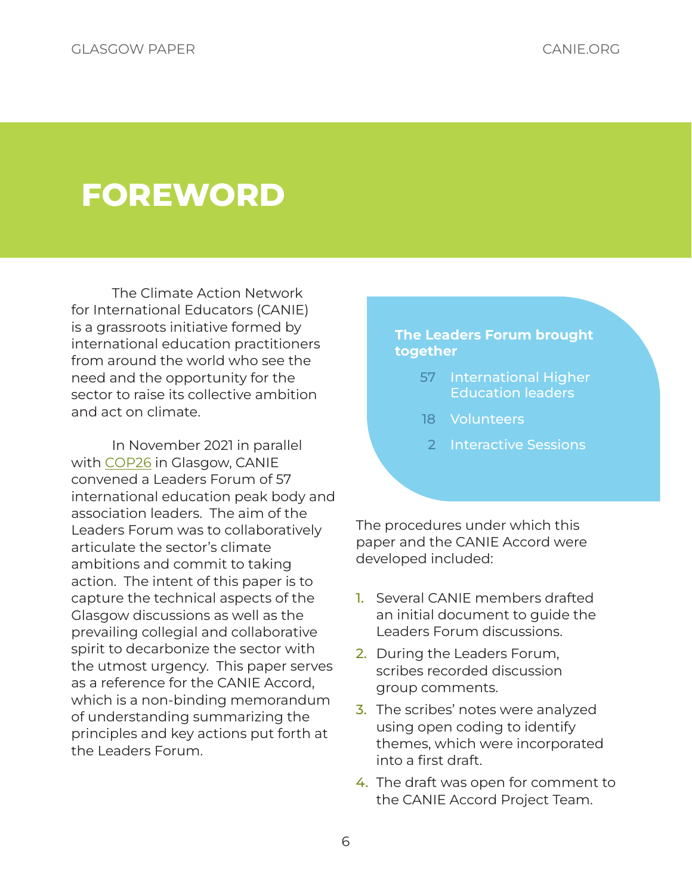# FOREWORD

The Climate Action Network for International Educators (CANIE) is a grassroots initiative formed by international education practitioners from around the world who see the need and the opportunity for the sector to raise its collective ambition and act on climate.

In November 2021 in parallel with COP26 in Glasgow, CANIE convened a Leaders Forum of 57 international education peak body and association leaders. The aim of the Leaders Forum was to collaboratively articulate the sector's climate ambitions and commit to taking action. The intent of this paper is to capture the technical aspects of the Glasgow discussions as well as the prevailing collegial and collaborative spirit to decarbonize the sector with the utmost urgency. This paper serves as a reference for the CANIE Accord, which is a non-binding memorandum of understanding summarizing the principles and key actions put forth at the Leaders Forum.

**The Leaders Forum brought together**

- 57 International Higher Education leaders
- 18 Volunteers
- 2 Interactive Sessions

The procedures under which this paper and the CANIE Accord were developed included:

1. Several CANIE members drafted an initial document to guide the Leaders Forum discussions.
2. During the Leaders Forum, scribes recorded discussion group comments.
3. The scribes' notes were analyzed using open coding to identify themes, which were incorporated into a first draft.
4. The draft was open for comment to the CANIE Accord Project Team.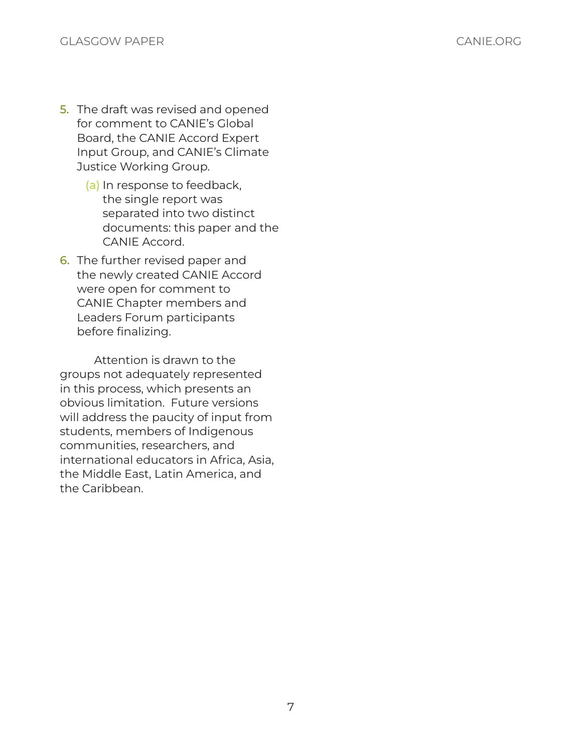5. The draft was revised and opened for comment to CANIE's Global Board, the CANIE Accord Expert Input Group, and CANIE's Climate Justice Working Group.
    (a) In response to feedback, the single report was separated into two distinct documents: this paper and the CANIE Accord.
6. The further revised paper and the newly created CANIE Accord were open for comment to CANIE Chapter members and Leaders Forum participants before finalizing.

Attention is drawn to the groups not adequately represented in this process, which presents an obvious limitation. Future versions will address the paucity of input from students, members of Indigenous communities, researchers, and international educators in Africa, Asia, the Middle East, Latin America, and the Caribbean.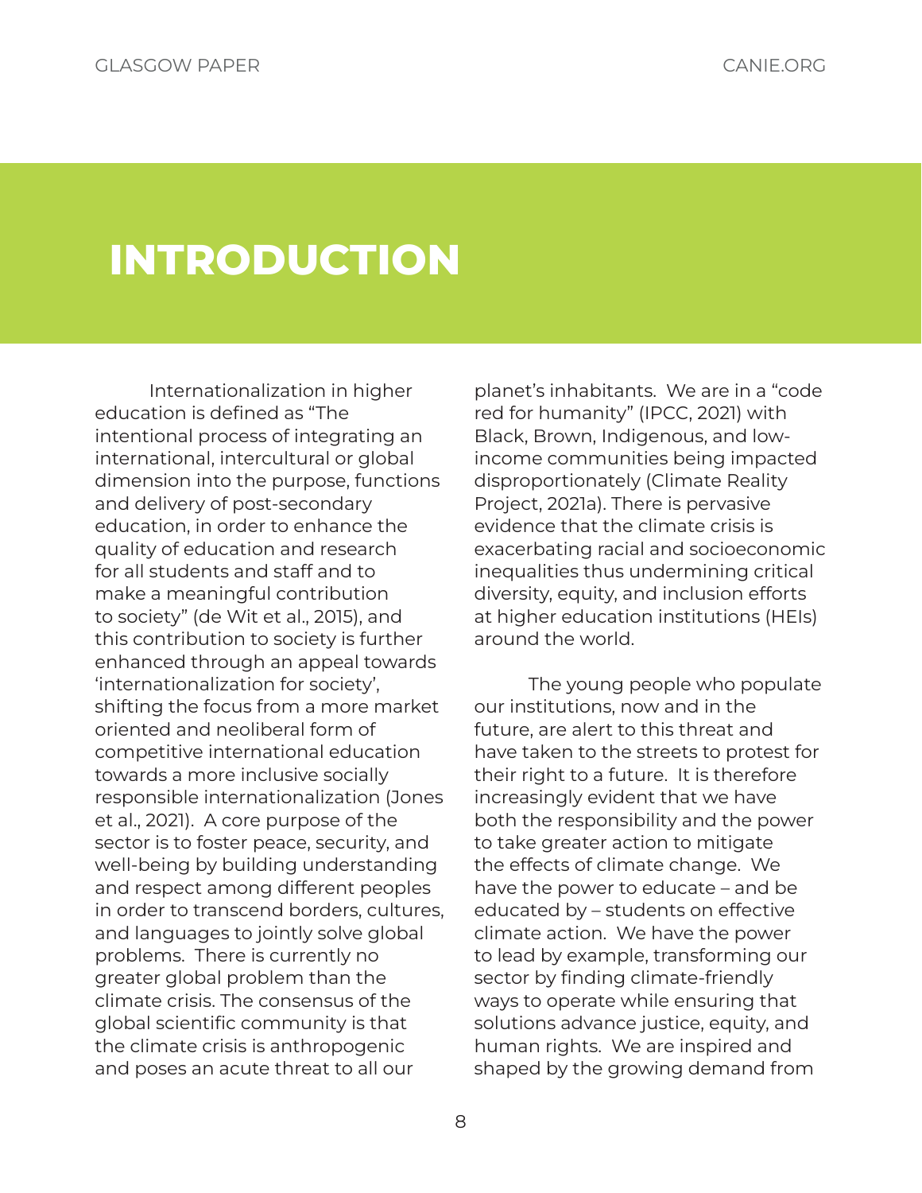# INTRODUCTION

Internationalization in higher education is defined as "The intentional process of integrating an international, intercultural or global dimension into the purpose, functions and delivery of post-secondary education, in order to enhance the quality of education and research for all students and staff and to make a meaningful contribution to society" (de Wit et al., 2015), and this contribution to society is further enhanced through an appeal towards 'internationalization for society', shifting the focus from a more market oriented and neoliberal form of competitive international education towards a more inclusive socially responsible internationalization (Jones et al., 2021). A core purpose of the sector is to foster peace, security, and well-being by building understanding and respect among different peoples in order to transcend borders, cultures, and languages to jointly solve global problems. There is currently no greater global problem than the climate crisis. The consensus of the global scientific community is that the climate crisis is anthropogenic and poses an acute threat to all our planet's inhabitants. We are in a "code red for humanity" (IPCC, 2021) with Black, Brown, Indigenous, and low-income communities being impacted disproportionately (Climate Reality Project, 2021a). There is pervasive evidence that the climate crisis is exacerbating racial and socioeconomic inequalities thus undermining critical diversity, equity, and inclusion efforts at higher education institutions (HEIs) around the world.

The young people who populate our institutions, now and in the future, are alert to this threat and have taken to the streets to protest for their right to a future. It is therefore increasingly evident that we have both the responsibility and the power to take greater action to mitigate the effects of climate change. We have the power to educate – and be educated by – students on effective climate action. We have the power to lead by example, transforming our sector by finding climate-friendly ways to operate while ensuring that solutions advance justice, equity, and human rights. We are inspired and shaped by the growing demand from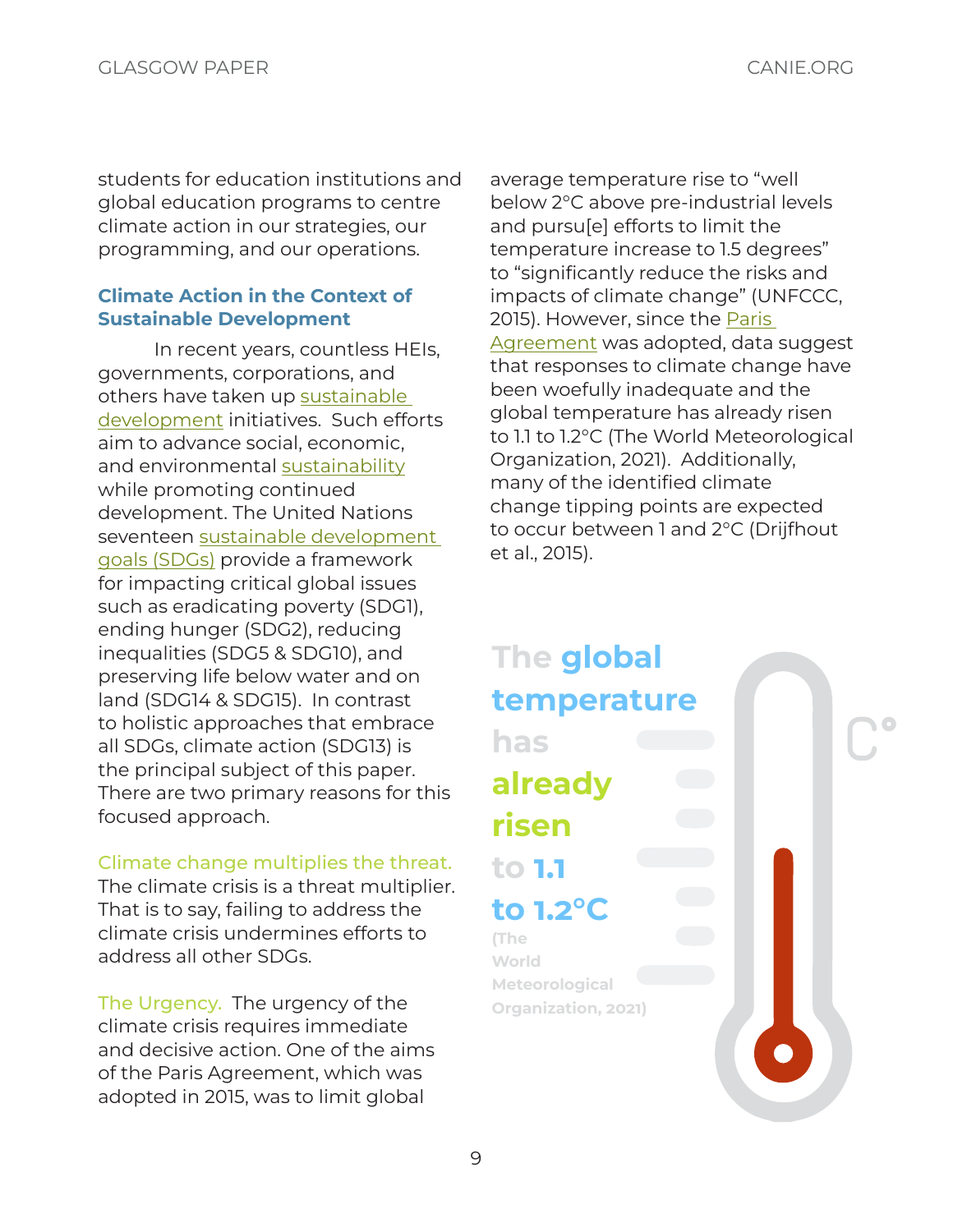students for education institutions and global education programs to centre climate action in our strategies, our programming, and our operations.

### Climate Action in the Context of Sustainable Development

In recent years, countless HEIs, governments, corporations, and others have taken up sustainable development initiatives. Such efforts aim to advance social, economic, and environmental sustainability while promoting continued development. The United Nations seventeen sustainable development goals (SDGs) provide a framework for impacting critical global issues such as eradicating poverty (SDG1), ending hunger (SDG2), reducing inequalities (SDG5 & SDG10), and preserving life below water and on land (SDG14 & SDG15). In contrast to holistic approaches that embrace all SDGs, climate action (SDG13) is the principal subject of this paper. There are two primary reasons for this focused approach.

Climate change multiplies the threat. The climate crisis is a threat multiplier. That is to say, failing to address the climate crisis undermines efforts to address all other SDGs.

The Urgency. The urgency of the climate crisis requires immediate and decisive action. One of the aims of the Paris Agreement, which was adopted in 2015, was to limit global average temperature rise to "well below 2°C above pre-industrial levels and pursu[e] efforts to limit the temperature increase to 1.5 degrees" to "significantly reduce the risks and impacts of climate change" (UNFCCC, 2015). However, since the Paris Agreement was adopted, data suggest that responses to climate change have been woefully inadequate and the global temperature has already risen to 1.1 to 1.2°C (The World Meteorological Organization, 2021). Additionally, many of the identified climate change tipping points are expected to occur between 1 and 2°C (Drijfhout et al., 2015).

**The global temperature has already risen to 1.1 to 1.2°C** (The World Meteorological Organization, 2021)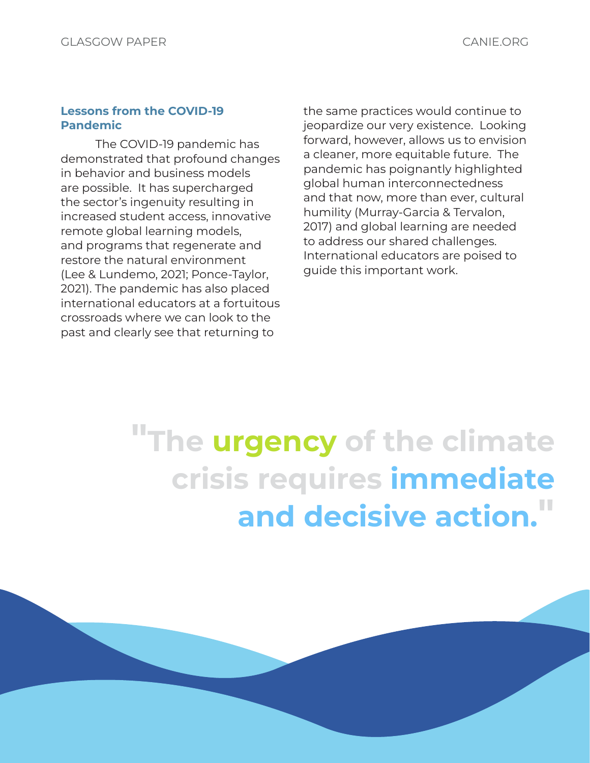### Lessons from the COVID-19 Pandemic

The COVID-19 pandemic has demonstrated that profound changes in behavior and business models are possible. It has supercharged the sector's ingenuity resulting in increased student access, innovative remote global learning models, and programs that regenerate and restore the natural environment (Lee & Lundemo, 2021; Ponce-Taylor, 2021). The pandemic has also placed international educators at a fortuitous crossroads where we can look to the past and clearly see that returning to the same practices would continue to jeopardize our very existence. Looking forward, however, allows us to envision a cleaner, more equitable future. The pandemic has poignantly highlighted global human interconnectedness and that now, more than ever, cultural humility (Murray-Garcia & Tervalon, 2017) and global learning are needed to address our shared challenges. International educators are poised to guide this important work.

> **"The urgency of the climate crisis requires immediate and decisive action."**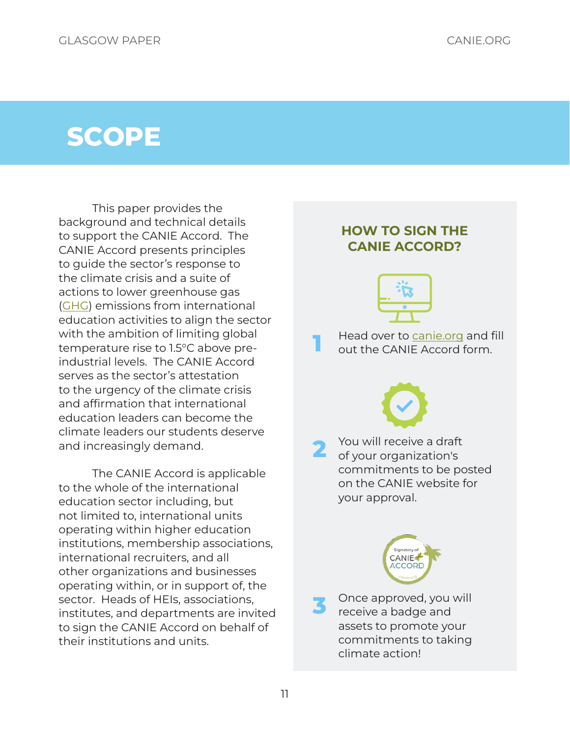# SCOPE

This paper provides the background and technical details to support the CANIE Accord. The CANIE Accord presents principles to guide the sector's response to the climate crisis and a suite of actions to lower greenhouse gas (GHG) emissions from international education activities to align the sector with the ambition of limiting global temperature rise to 1.5°C above pre-industrial levels. The CANIE Accord serves as the sector's attestation to the urgency of the climate crisis and affirmation that international education leaders can become the climate leaders our students deserve and increasingly demand.

The CANIE Accord is applicable to the whole of the international education sector including, but not limited to, international units operating within higher education institutions, membership associations, international recruiters, and all other organizations and businesses operating within, or in support of, the sector. Heads of HEIs, associations, institutes, and departments are invited to sign the CANIE Accord on behalf of their institutions and units.

## HOW TO SIGN THE CANIE ACCORD?

1. Head over to canie.org and fill out the CANIE Accord form.
2. You will receive a draft of your organization's commitments to be posted on the CANIE website for your approval.
3. Once approved, you will receive a badge and assets to promote your commitments to taking climate action!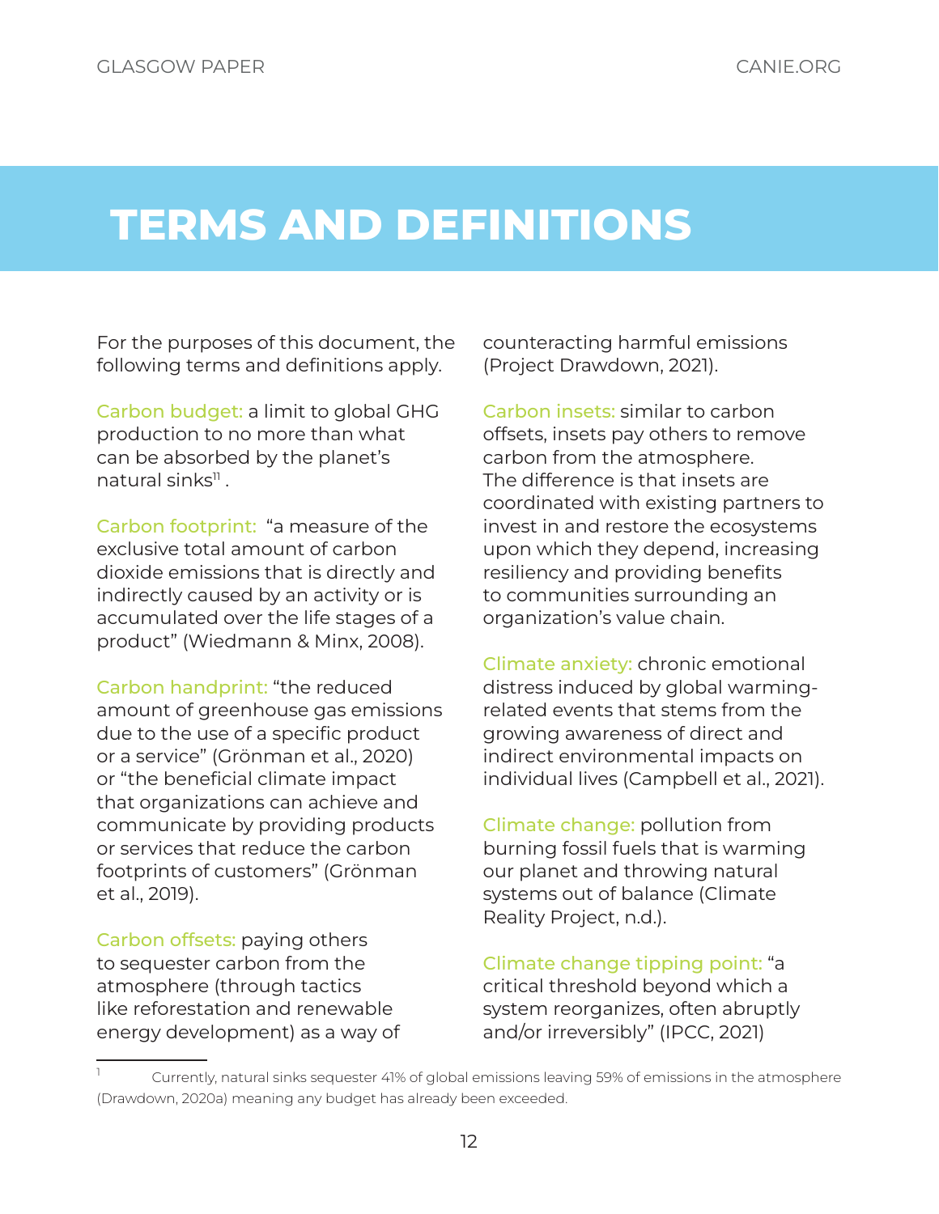# TERMS AND DEFINITIONS

For the purposes of this document, the following terms and definitions apply.

**Carbon budget:** a limit to global GHG production to no more than what can be absorbed by the planet's natural sinks[1].

**Carbon footprint:** "a measure of the exclusive total amount of carbon dioxide emissions that is directly and indirectly caused by an activity or is accumulated over the life stages of a product" (Wiedmann & Minx, 2008).

**Carbon handprint:** "the reduced amount of greenhouse gas emissions due to the use of a specific product or a service" (Grönman et al., 2020) or "the beneficial climate impact that organizations can achieve and communicate by providing products or services that reduce the carbon footprints of customers" (Grönman et al., 2019).

**Carbon offsets:** paying others to sequester carbon from the atmosphere (through tactics like reforestation and renewable energy development) as a way of counteracting harmful emissions (Project Drawdown, 2021).

**Carbon insets:** similar to carbon offsets, insets pay others to remove carbon from the atmosphere. The difference is that insets are coordinated with existing partners to invest in and restore the ecosystems upon which they depend, increasing resiliency and providing benefits to communities surrounding an organization's value chain.

**Climate anxiety:** chronic emotional distress induced by global warming-related events that stems from the growing awareness of direct and indirect environmental impacts on individual lives (Campbell et al., 2021).

**Climate change:** pollution from burning fossil fuels that is warming our planet and throwing natural systems out of balance (Climate Reality Project, n.d.).

**Climate change tipping point:** "a critical threshold beyond which a system reorganizes, often abruptly and/or irreversibly" (IPCC, 2021)

---

[1] Currently, natural sinks sequester 41% of global emissions leaving 59% of emissions in the atmosphere (Drawdown, 2020a) meaning any budget has already been exceeded.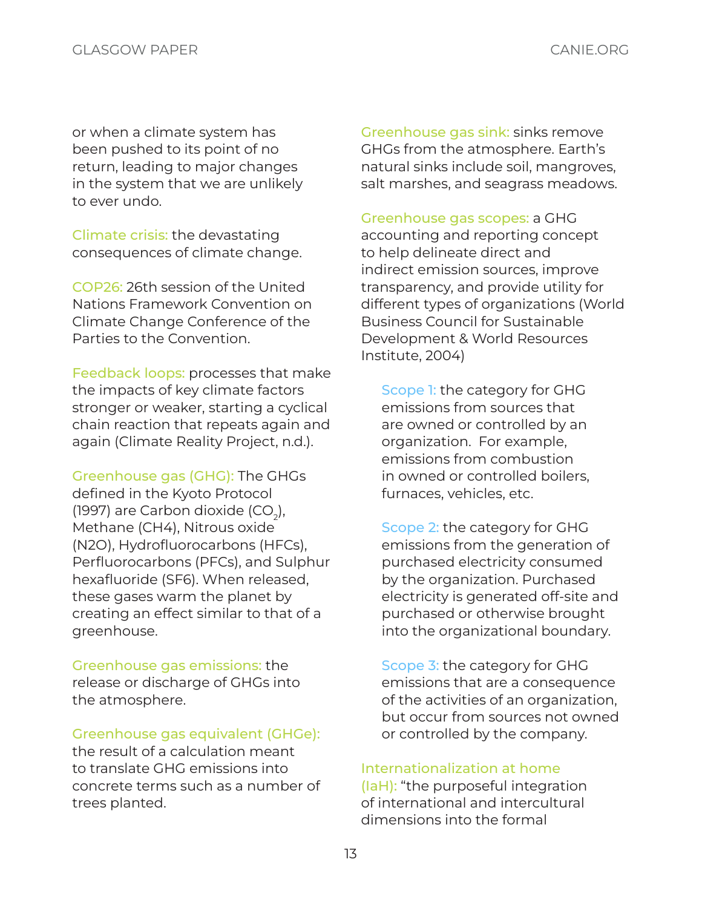or when a climate system has been pushed to its point of no return, leading to major changes in the system that we are unlikely to ever undo.

**Climate crisis:** the devastating consequences of climate change.

**COP26:** 26th session of the United Nations Framework Convention on Climate Change Conference of the Parties to the Convention.

**Feedback loops:** processes that make the impacts of key climate factors stronger or weaker, starting a cyclical chain reaction that repeats again and again (Climate Reality Project, n.d.).

**Greenhouse gas (GHG):** The GHGs defined in the Kyoto Protocol (1997) are Carbon dioxide ($CO_2$), Methane (CH4), Nitrous oxide (N2O), Hydrofluorocarbons (HFCs), Perfluorocarbons (PFCs), and Sulphur hexafluoride (SF6). When released, these gases warm the planet by creating an effect similar to that of a greenhouse.

**Greenhouse gas emissions:** the release or discharge of GHGs into the atmosphere.

**Greenhouse gas equivalent (GHGe):** the result of a calculation meant to translate GHG emissions into concrete terms such as a number of trees planted.

**Greenhouse gas sink:** sinks remove GHGs from the atmosphere. Earth's natural sinks include soil, mangroves, salt marshes, and seagrass meadows.

**Greenhouse gas scopes:** a GHG accounting and reporting concept to help delineate direct and indirect emission sources, improve transparency, and provide utility for different types of organizations (World Business Council for Sustainable Development & World Resources Institute, 2004)

- **Scope 1:** the category for GHG emissions from sources that are owned or controlled by an organization. For example, emissions from combustion in owned or controlled boilers, furnaces, vehicles, etc.

- **Scope 2:** the category for GHG emissions from the generation of purchased electricity consumed by the organization. Purchased electricity is generated off-site and purchased or otherwise brought into the organizational boundary.

- **Scope 3:** the category for GHG emissions that are a consequence of the activities of an organization, but occur from sources not owned or controlled by the company.

**Internationalization at home (IaH):** "the purposeful integration of international and intercultural dimensions into the formal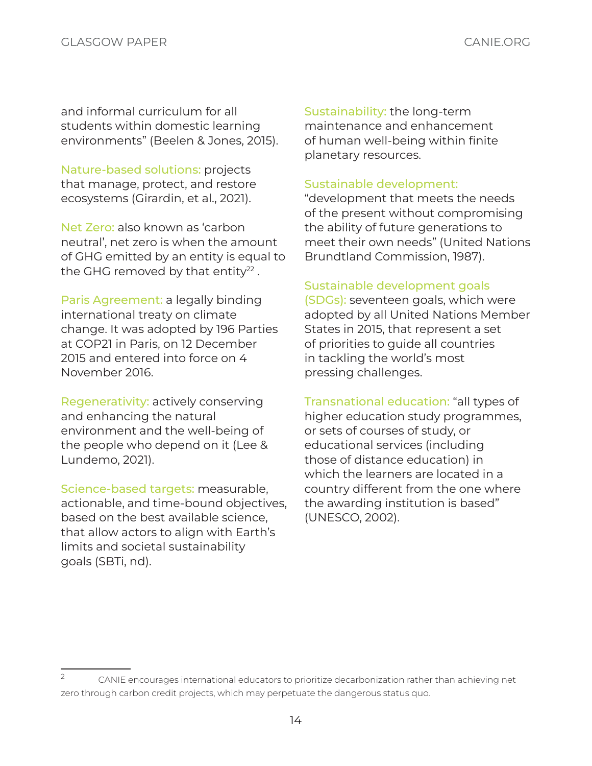and informal curriculum for all students within domestic learning environments" (Beelen & Jones, 2015).

Nature-based solutions: projects that manage, protect, and restore ecosystems (Girardin, et al., 2021).

Net Zero: also known as 'carbon neutral', net zero is when the amount of GHG emitted by an entity is equal to the GHG removed by that entity[22] .

Paris Agreement: a legally binding international treaty on climate change. It was adopted by 196 Parties at COP21 in Paris, on 12 December 2015 and entered into force on 4 November 2016.

Regenerativity: actively conserving and enhancing the natural environment and the well-being of the people who depend on it (Lee & Lundemo, 2021).

Science-based targets: measurable, actionable, and time-bound objectives, based on the best available science, that allow actors to align with Earth's limits and societal sustainability goals (SBTi, nd).

Sustainability: the long-term maintenance and enhancement of human well-being within finite planetary resources.

Sustainable development: "development that meets the needs of the present without compromising the ability of future generations to meet their own needs" (United Nations Brundtland Commission, 1987).

Sustainable development goals (SDGs): seventeen goals, which were adopted by all United Nations Member States in 2015, that represent a set of priorities to guide all countries in tackling the world's most pressing challenges.

Transnational education: "all types of higher education study programmes, or sets of courses of study, or educational services (including those of distance education) in which the learners are located in a country different from the one where the awarding institution is based" (UNESCO, 2002).

---

[2] CANIE encourages international educators to prioritize decarbonization rather than achieving net zero through carbon credit projects, which may perpetuate the dangerous status quo.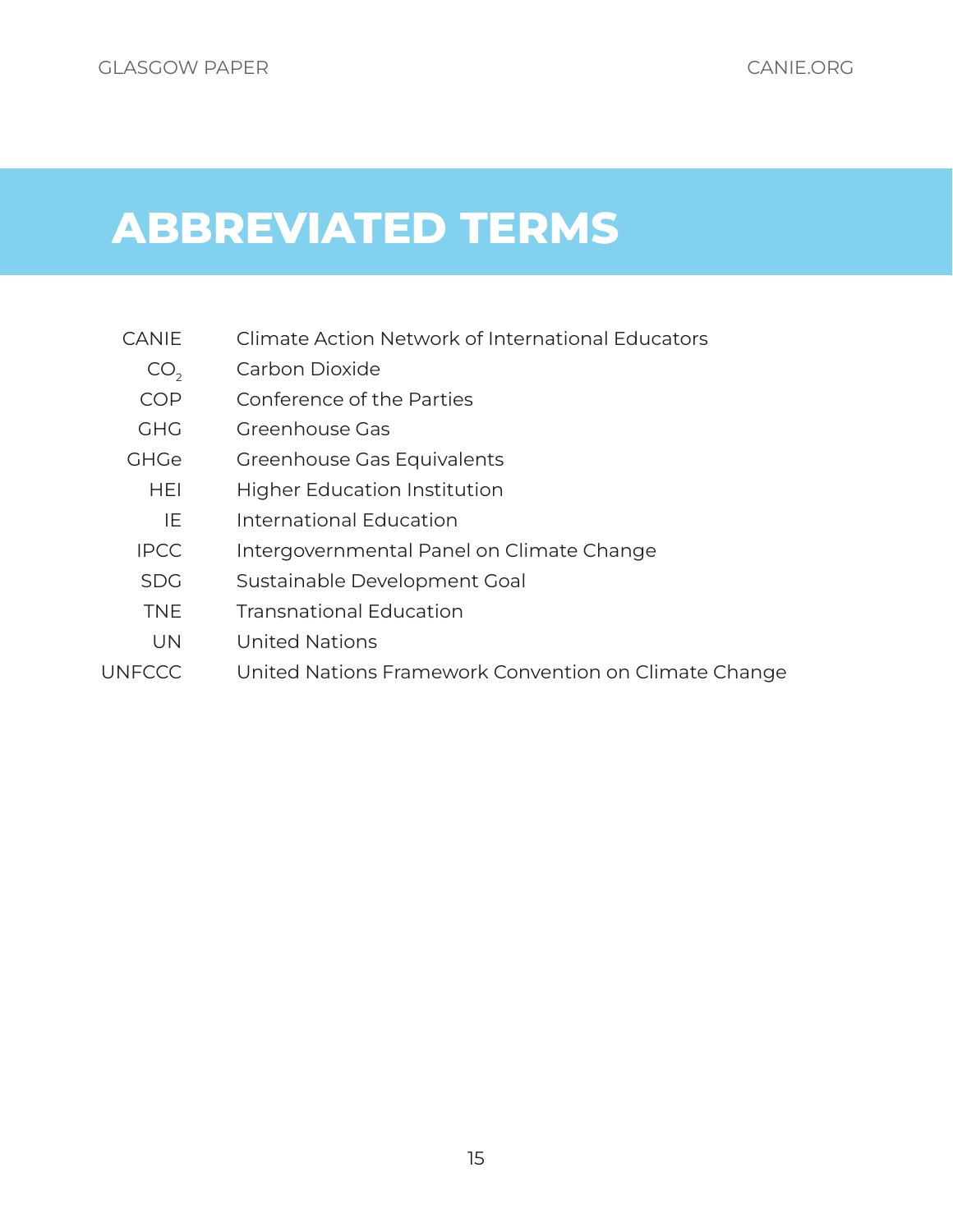# ABBREVIATED TERMS

| | |
|---|---|
| CANIE | Climate Action Network of International Educators |
| $CO_2$ | Carbon Dioxide |
| COP | Conference of the Parties |
| GHG | Greenhouse Gas |
| GHGe | Greenhouse Gas Equivalents |
| HEI | Higher Education Institution |
| IE | International Education |
| IPCC | Intergovernmental Panel on Climate Change |
| SDG | Sustainable Development Goal |
| TNE | Transnational Education |
| UN | United Nations |
| UNFCCC | United Nations Framework Convention on Climate Change |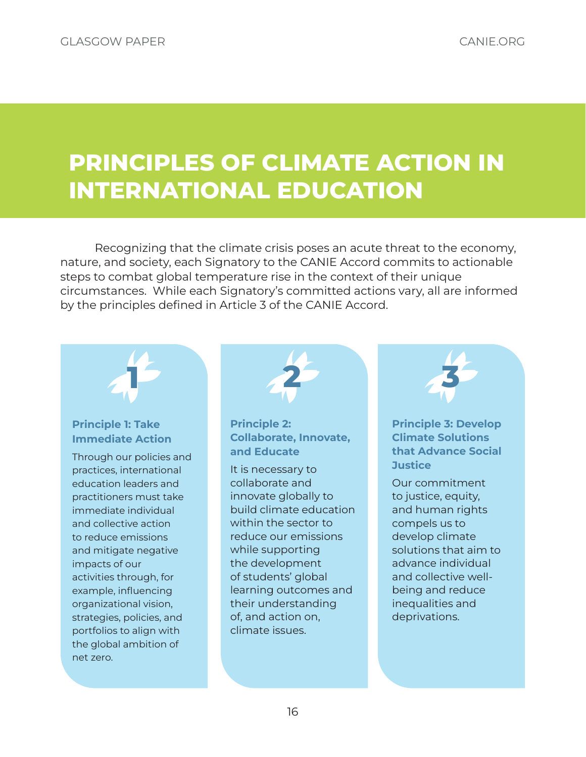# PRINCIPLES OF CLIMATE ACTION IN INTERNATIONAL EDUCATION

Recognizing that the climate crisis poses an acute threat to the economy, nature, and society, each Signatory to the CANIE Accord commits to actionable steps to combat global temperature rise in the context of their unique circumstances. While each Signatory's committed actions vary, all are informed by the principles defined in Article 3 of the CANIE Accord.

1

### Principle 1: Take Immediate Action

Through our policies and practices, international education leaders and practitioners must take immediate individual and collective action to reduce emissions and mitigate negative impacts of our activities through, for example, influencing organizational vision, strategies, policies, and portfolios to align with the global ambition of net zero.

2

### Principle 2: Collaborate, Innovate, and Educate

It is necessary to collaborate and innovate globally to build climate education within the sector to reduce our emissions while supporting the development of students' global learning outcomes and their understanding of, and action on, climate issues.

3

### Principle 3: Develop Climate Solutions that Advance Social Justice

Our commitment to justice, equity, and human rights compels us to develop climate solutions that aim to advance individual and collective well-being and reduce inequalities and deprivations.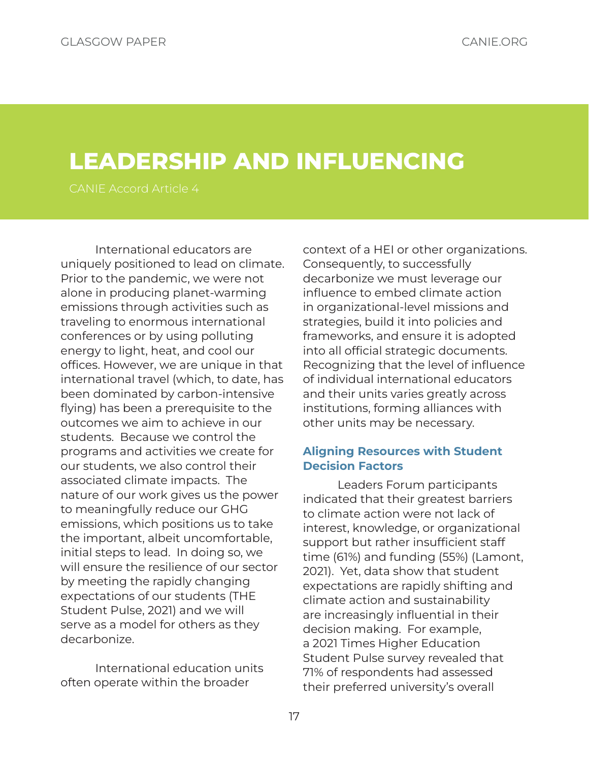# LEADERSHIP AND INFLUENCING

CANIE Accord Article 4

International educators are uniquely positioned to lead on climate. Prior to the pandemic, we were not alone in producing planet-warming emissions through activities such as traveling to enormous international conferences or by using polluting energy to light, heat, and cool our offices. However, we are unique in that international travel (which, to date, has been dominated by carbon-intensive flying) has been a prerequisite to the outcomes we aim to achieve in our students. Because we control the programs and activities we create for our students, we also control their associated climate impacts. The nature of our work gives us the power to meaningfully reduce our GHG emissions, which positions us to take the important, albeit uncomfortable, initial steps to lead. In doing so, we will ensure the resilience of our sector by meeting the rapidly changing expectations of our students (THE Student Pulse, 2021) and we will serve as a model for others as they decarbonize.

International education units often operate within the broader context of a HEI or other organizations. Consequently, to successfully decarbonize we must leverage our influence to embed climate action in organizational-level missions and strategies, build it into policies and frameworks, and ensure it is adopted into all official strategic documents. Recognizing that the level of influence of individual international educators and their units varies greatly across institutions, forming alliances with other units may be necessary.

### Aligning Resources with Student Decision Factors

Leaders Forum participants indicated that their greatest barriers to climate action were not lack of interest, knowledge, or organizational support but rather insufficient staff time (61%) and funding (55%) (Lamont, 2021). Yet, data show that student expectations are rapidly shifting and climate action and sustainability are increasingly influential in their decision making. For example, a 2021 Times Higher Education Student Pulse survey revealed that 71% of respondents had assessed their preferred university's overall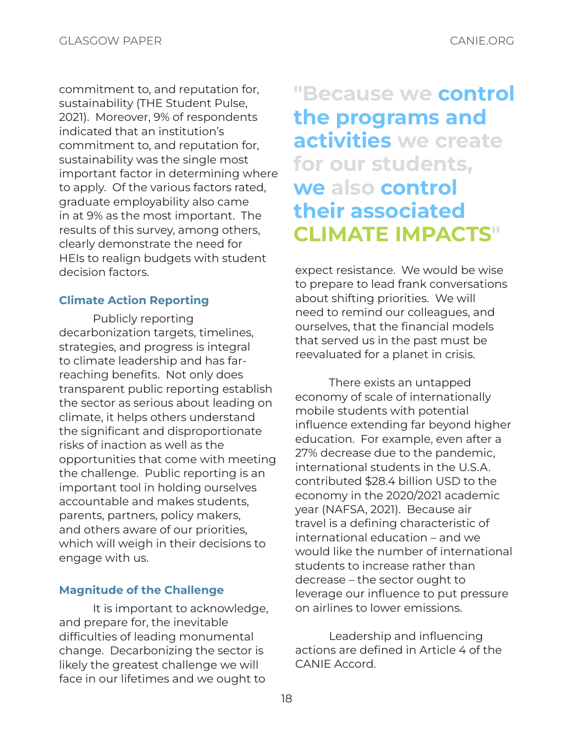commitment to, and reputation for, sustainability (THE Student Pulse, 2021). Moreover, 9% of respondents indicated that an institution's commitment to, and reputation for, sustainability was the single most important factor in determining where to apply. Of the various factors rated, graduate employability also came in at 9% as the most important. The results of this survey, among others, clearly demonstrate the need for HEIs to realign budgets with student decision factors.

### Climate Action Reporting

Publicly reporting decarbonization targets, timelines, strategies, and progress is integral to climate leadership and has far-reaching benefits. Not only does transparent public reporting establish the sector as serious about leading on climate, it helps others understand the significant and disproportionate risks of inaction as well as the opportunities that come with meeting the challenge. Public reporting is an important tool in holding ourselves accountable and makes students, parents, partners, policy makers, and others aware of our priorities, which will weigh in their decisions to engage with us.

### Magnitude of the Challenge

It is important to acknowledge, and prepare for, the inevitable difficulties of leading monumental change. Decarbonizing the sector is likely the greatest challenge we will face in our lifetimes and we ought to expect resistance. We would be wise to prepare to lead frank conversations about shifting priorities. We will need to remind our colleagues, and ourselves, that the financial models that served us in the past must be reevaluated for a planet in crisis.

> **"Because we control the programs and activities we create for our students, we also control their associated CLIMATE IMPACTS"**

There exists an untapped economy of scale of internationally mobile students with potential influence extending far beyond higher education. For example, even after a 27% decrease due to the pandemic, international students in the U.S.A. contributed $28.4 billion USD to the economy in the 2020/2021 academic year (NAFSA, 2021). Because air travel is a defining characteristic of international education – and we would like the number of international students to increase rather than decrease – the sector ought to leverage our influence to put pressure on airlines to lower emissions.

Leadership and influencing actions are defined in Article 4 of the CANIE Accord.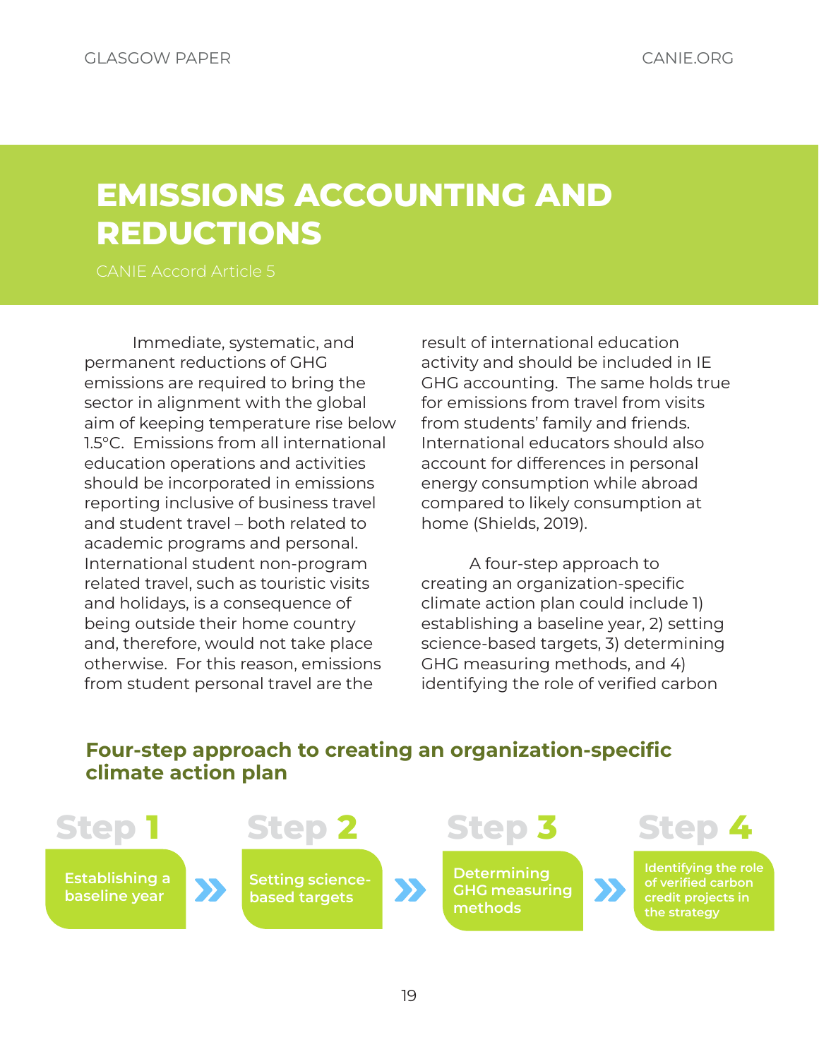# EMISSIONS ACCOUNTING AND REDUCTIONS

CANIE Accord Article 5

Immediate, systematic, and permanent reductions of GHG emissions are required to bring the sector in alignment with the global aim of keeping temperature rise below 1.5°C. Emissions from all international education operations and activities should be incorporated in emissions reporting inclusive of business travel and student travel – both related to academic programs and personal. International student non-program related travel, such as touristic visits and holidays, is a consequence of being outside their home country and, therefore, would not take place otherwise. For this reason, emissions from student personal travel are the result of international education activity and should be included in IE GHG accounting. The same holds true for emissions from travel from visits from students' family and friends. International educators should also account for differences in personal energy consumption while abroad compared to likely consumption at home (Shields, 2019).

A four-step approach to creating an organization-specific climate action plan could include 1) establishing a baseline year, 2) setting science-based targets, 3) determining GHG measuring methods, and 4) identifying the role of verified carbon

### Four-step approach to creating an organization-specific climate action plan

**Step 1** – Establishing a baseline year

**Step 2** – Setting science-based targets

**Step 3** – Determining GHG measuring methods

**Step 4** – Identifying the role of verified carbon credit projects in the strategy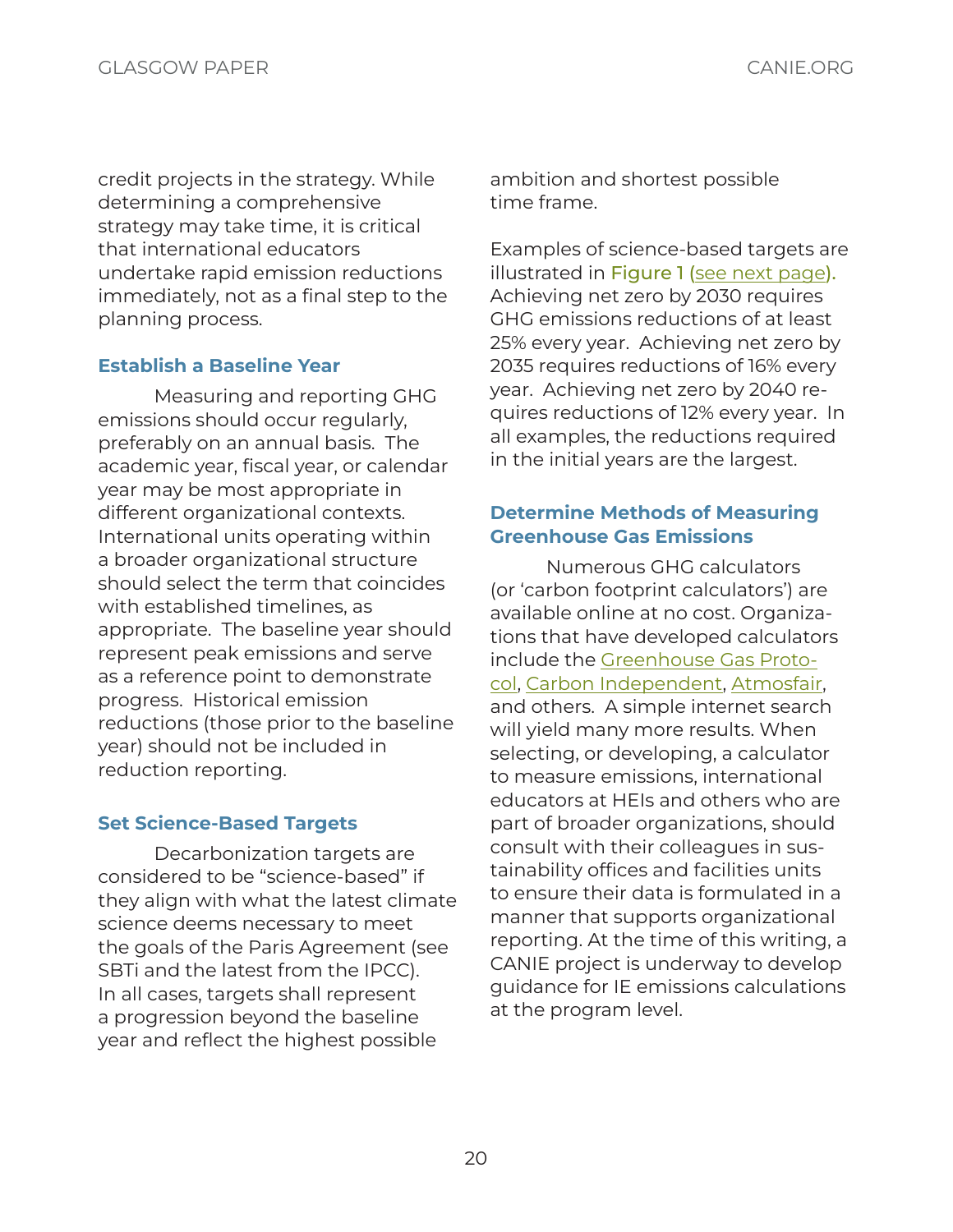credit projects in the strategy. While determining a comprehensive strategy may take time, it is critical that international educators undertake rapid emission reductions immediately, not as a final step to the planning process.

### Establish a Baseline Year

Measuring and reporting GHG emissions should occur regularly, preferably on an annual basis. The academic year, fiscal year, or calendar year may be most appropriate in different organizational contexts. International units operating within a broader organizational structure should select the term that coincides with established timelines, as appropriate. The baseline year should represent peak emissions and serve as a reference point to demonstrate progress. Historical emission reductions (those prior to the baseline year) should not be included in reduction reporting.

### Set Science-Based Targets

Decarbonization targets are considered to be "science-based" if they align with what the latest climate science deems necessary to meet the goals of the Paris Agreement (see SBTi and the latest from the IPCC). In all cases, targets shall represent a progression beyond the baseline year and reflect the highest possible ambition and shortest possible time frame.

Examples of science-based targets are illustrated in Figure 1 (see next page). Achieving net zero by 2030 requires GHG emissions reductions of at least 25% every year. Achieving net zero by 2035 requires reductions of 16% every year. Achieving net zero by 2040 requires reductions of 12% every year. In all examples, the reductions required in the initial years are the largest.

### Determine Methods of Measuring Greenhouse Gas Emissions

Numerous GHG calculators (or 'carbon footprint calculators') are available online at no cost. Organizations that have developed calculators include the Greenhouse Gas Protocol, Carbon Independent, Atmosfair, and others. A simple internet search will yield many more results. When selecting, or developing, a calculator to measure emissions, international educators at HEIs and others who are part of broader organizations, should consult with their colleagues in sustainability offices and facilities units to ensure their data is formulated in a manner that supports organizational reporting. At the time of this writing, a CANIE project is underway to develop guidance for IE emissions calculations at the program level.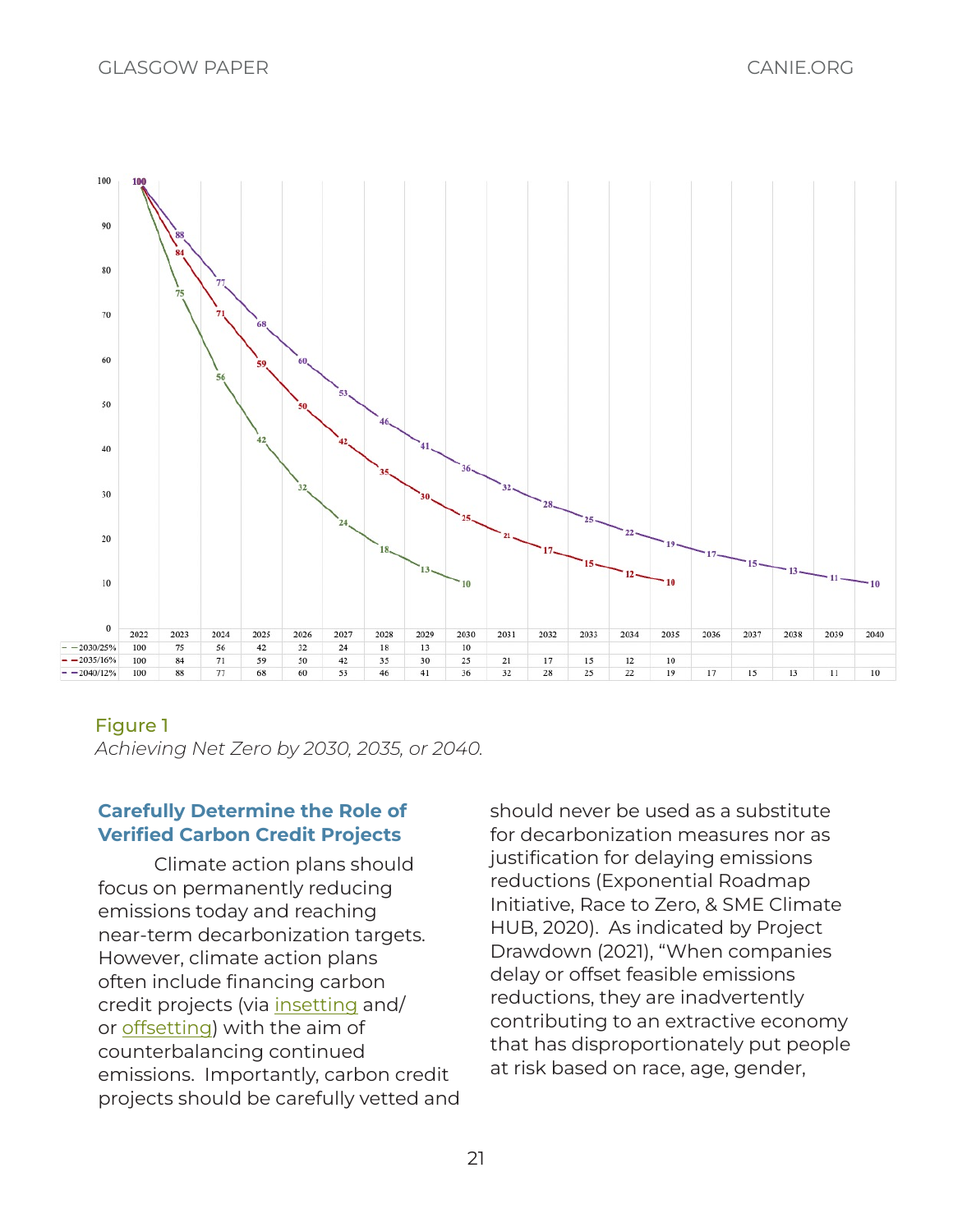| | 2022 | 2023 | 2024 | 2025 | 2026 | 2027 | 2028 | 2029 | 2030 | 2031 | 2032 | 2033 | 2034 | 2035 | 2036 | 2037 | 2038 | 2039 | 2040 |
|---|---|---|---|---|---|---|---|---|---|---|---|---|---|---|---|---|---|---|---|
| 2030/25% | 100 | 75 | 56 | 42 | 32 | 24 | 18 | 13 | 10 | | | | | | | | | | |
| 2035/16% | 100 | 84 | 71 | 59 | 50 | 42 | 35 | 30 | 25 | 21 | 17 | 15 | 12 | 10 | | | | | |
| 2040/12% | 100 | 88 | 77 | 68 | 60 | 53 | 46 | 41 | 36 | 32 | 28 | 25 | 22 | 19 | 17 | 15 | 13 | 11 | 10 |

Figure 1
*Achieving Net Zero by 2030, 2035, or 2040.*

### Carefully Determine the Role of Verified Carbon Credit Projects

Climate action plans should focus on permanently reducing emissions today and reaching near-term decarbonization targets. However, climate action plans often include financing carbon credit projects (via insetting and/or offsetting) with the aim of counterbalancing continued emissions. Importantly, carbon credit projects should be carefully vetted and should never be used as a substitute for decarbonization measures nor as justification for delaying emissions reductions (Exponential Roadmap Initiative, Race to Zero, & SME Climate HUB, 2020). As indicated by Project Drawdown (2021), "When companies delay or offset feasible emissions reductions, they are inadvertently contributing to an extractive economy that has disproportionately put people at risk based on race, age, gender,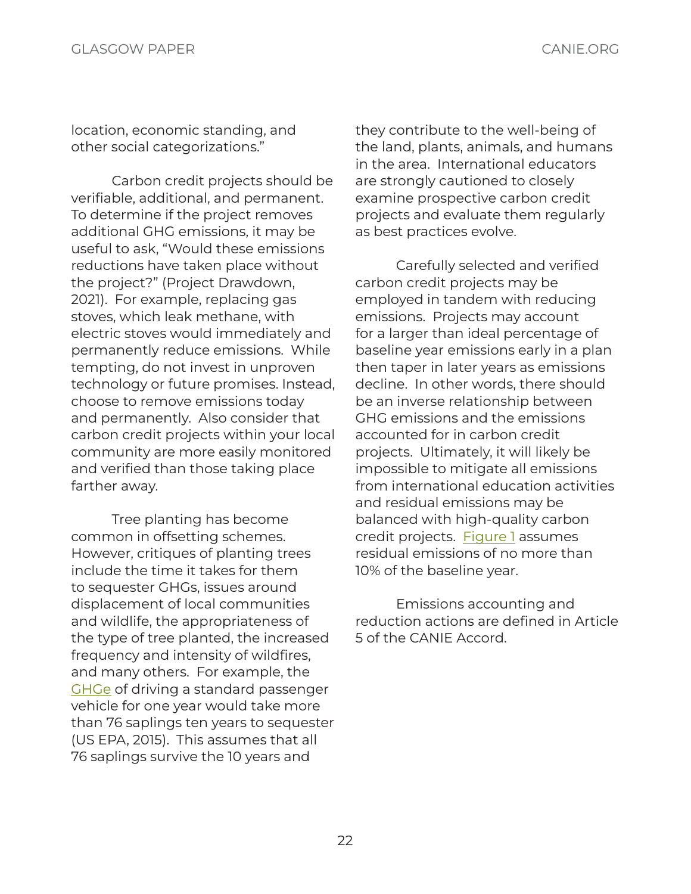location, economic standing, and other social categorizations."

Carbon credit projects should be verifiable, additional, and permanent. To determine if the project removes additional GHG emissions, it may be useful to ask, "Would these emissions reductions have taken place without the project?" (Project Drawdown, 2021). For example, replacing gas stoves, which leak methane, with electric stoves would immediately and permanently reduce emissions. While tempting, do not invest in unproven technology or future promises. Instead, choose to remove emissions today and permanently. Also consider that carbon credit projects within your local community are more easily monitored and verified than those taking place farther away.

Tree planting has become common in offsetting schemes. However, critiques of planting trees include the time it takes for them to sequester GHGs, issues around displacement of local communities and wildlife, the appropriateness of the type of tree planted, the increased frequency and intensity of wildfires, and many others. For example, the GHGe of driving a standard passenger vehicle for one year would take more than 76 saplings ten years to sequester (US EPA, 2015). This assumes that all 76 saplings survive the 10 years and they contribute to the well-being of the land, plants, animals, and humans in the area. International educators are strongly cautioned to closely examine prospective carbon credit projects and evaluate them regularly as best practices evolve.

Carefully selected and verified carbon credit projects may be employed in tandem with reducing emissions. Projects may account for a larger than ideal percentage of baseline year emissions early in a plan then taper in later years as emissions decline. In other words, there should be an inverse relationship between GHG emissions and the emissions accounted for in carbon credit projects. Ultimately, it will likely be impossible to mitigate all emissions from international education activities and residual emissions may be balanced with high-quality carbon credit projects. Figure 1 assumes residual emissions of no more than 10% of the baseline year.

Emissions accounting and reduction actions are defined in Article 5 of the CANIE Accord.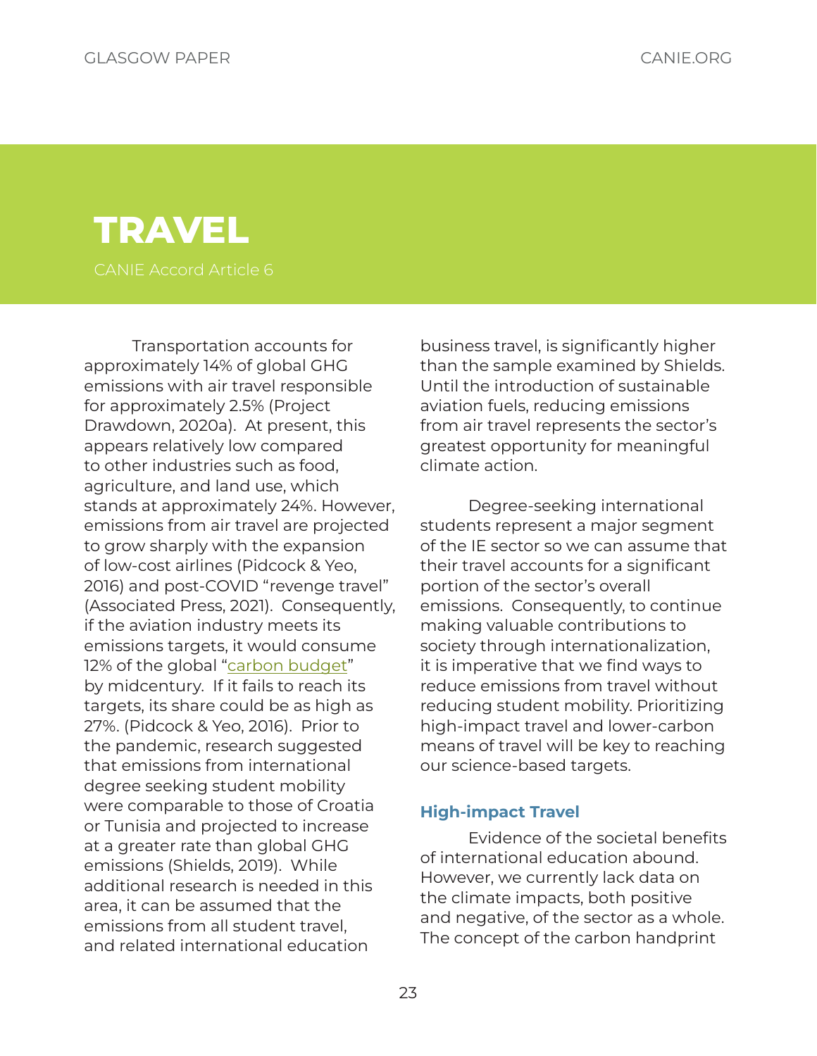# TRAVEL

CANIE Accord Article 6

Transportation accounts for approximately 14% of global GHG emissions with air travel responsible for approximately 2.5% (Project Drawdown, 2020a). At present, this appears relatively low compared to other industries such as food, agriculture, and land use, which stands at approximately 24%. However, emissions from air travel are projected to grow sharply with the expansion of low-cost airlines (Pidcock & Yeo, 2016) and post-COVID "revenge travel" (Associated Press, 2021). Consequently, if the aviation industry meets its emissions targets, it would consume 12% of the global "carbon budget" by midcentury. If it fails to reach its targets, its share could be as high as 27%. (Pidcock & Yeo, 2016). Prior to the pandemic, research suggested that emissions from international degree seeking student mobility were comparable to those of Croatia or Tunisia and projected to increase at a greater rate than global GHG emissions (Shields, 2019). While additional research is needed in this area, it can be assumed that the emissions from all student travel, and related international education business travel, is significantly higher than the sample examined by Shields. Until the introduction of sustainable aviation fuels, reducing emissions from air travel represents the sector's greatest opportunity for meaningful climate action.

Degree-seeking international students represent a major segment of the IE sector so we can assume that their travel accounts for a significant portion of the sector's overall emissions. Consequently, to continue making valuable contributions to society through internationalization, it is imperative that we find ways to reduce emissions from travel without reducing student mobility. Prioritizing high-impact travel and lower-carbon means of travel will be key to reaching our science-based targets.

### High-impact Travel

Evidence of the societal benefits of international education abound. However, we currently lack data on the climate impacts, both positive and negative, of the sector as a whole. The concept of the carbon handprint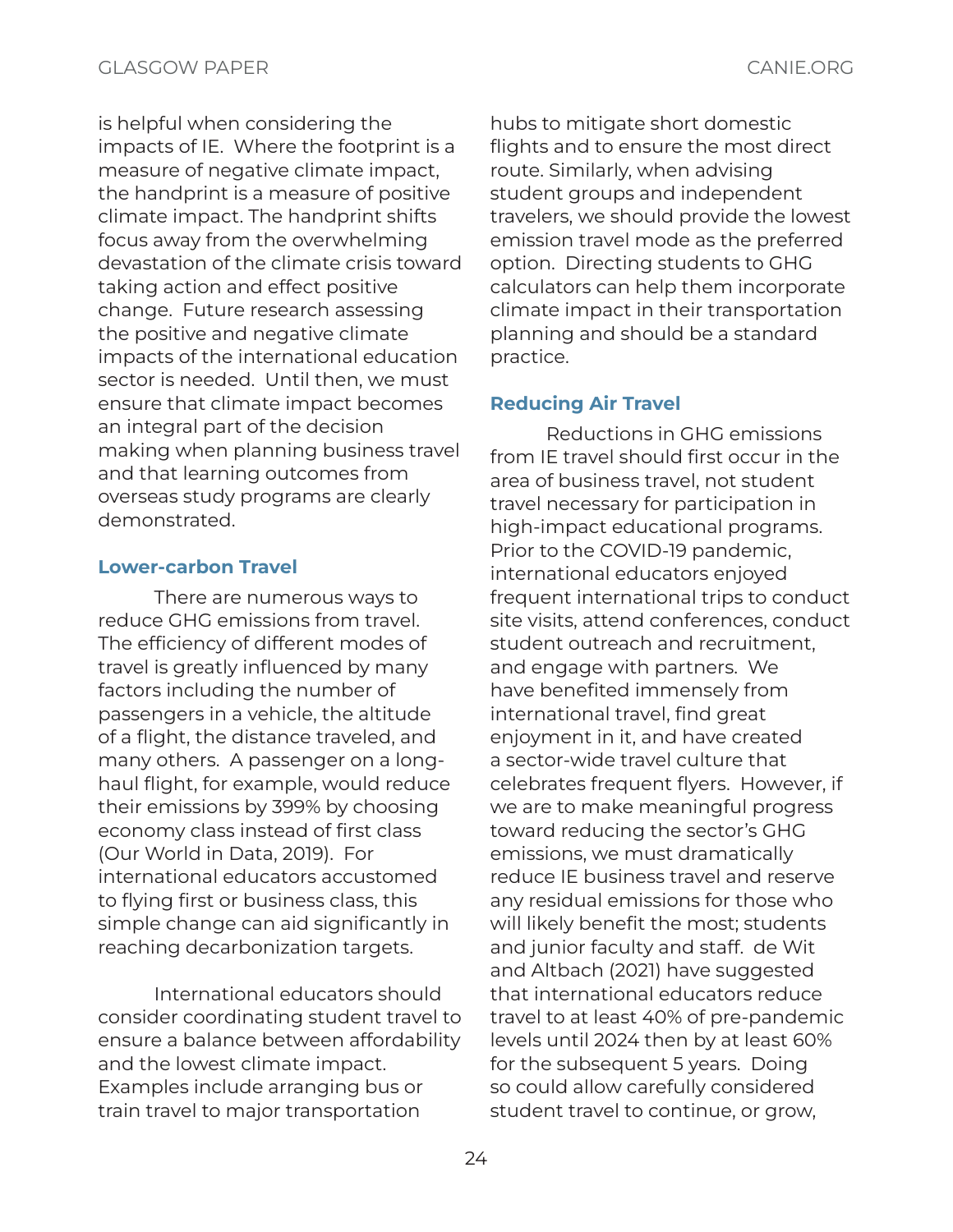is helpful when considering the impacts of IE. Where the footprint is a measure of negative climate impact, the handprint is a measure of positive climate impact. The handprint shifts focus away from the overwhelming devastation of the climate crisis toward taking action and effect positive change. Future research assessing the positive and negative climate impacts of the international education sector is needed. Until then, we must ensure that climate impact becomes an integral part of the decision making when planning business travel and that learning outcomes from overseas study programs are clearly demonstrated.

### Lower-carbon Travel

There are numerous ways to reduce GHG emissions from travel. The efficiency of different modes of travel is greatly influenced by many factors including the number of passengers in a vehicle, the altitude of a flight, the distance traveled, and many others. A passenger on a long-haul flight, for example, would reduce their emissions by 399% by choosing economy class instead of first class (Our World in Data, 2019). For international educators accustomed to flying first or business class, this simple change can aid significantly in reaching decarbonization targets.

International educators should consider coordinating student travel to ensure a balance between affordability and the lowest climate impact. Examples include arranging bus or train travel to major transportation hubs to mitigate short domestic flights and to ensure the most direct route. Similarly, when advising student groups and independent travelers, we should provide the lowest emission travel mode as the preferred option. Directing students to GHG calculators can help them incorporate climate impact in their transportation planning and should be a standard practice.

### Reducing Air Travel

Reductions in GHG emissions from IE travel should first occur in the area of business travel, not student travel necessary for participation in high-impact educational programs. Prior to the COVID-19 pandemic, international educators enjoyed frequent international trips to conduct site visits, attend conferences, conduct student outreach and recruitment, and engage with partners. We have benefited immensely from international travel, find great enjoyment in it, and have created a sector-wide travel culture that celebrates frequent flyers. However, if we are to make meaningful progress toward reducing the sector's GHG emissions, we must dramatically reduce IE business travel and reserve any residual emissions for those who will likely benefit the most; students and junior faculty and staff. de Wit and Altbach (2021) have suggested that international educators reduce travel to at least 40% of pre-pandemic levels until 2024 then by at least 60% for the subsequent 5 years. Doing so could allow carefully considered student travel to continue, or grow,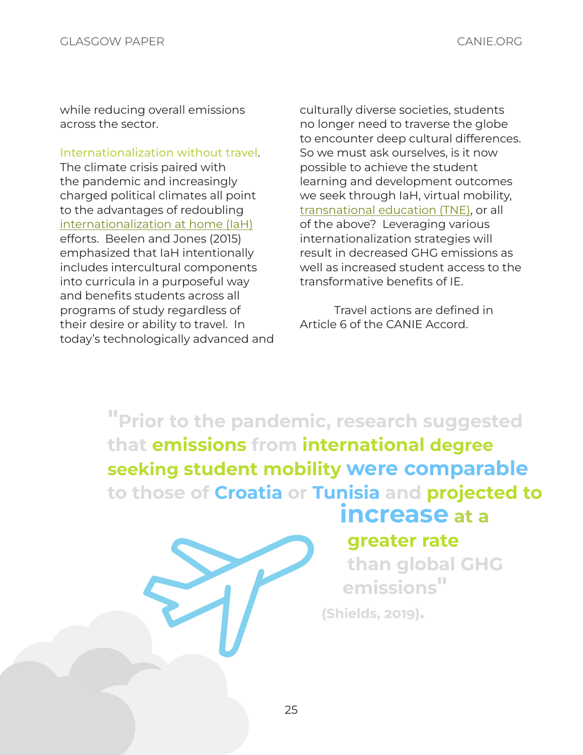while reducing overall emissions across the sector.

Internationalization without travel. The climate crisis paired with the pandemic and increasingly charged political climates all point to the advantages of redoubling internationalization at home (IaH) efforts. Beelen and Jones (2015) emphasized that IaH intentionally includes intercultural components into curricula in a purposeful way and benefits students across all programs of study regardless of their desire or ability to travel. In today's technologically advanced and culturally diverse societies, students no longer need to traverse the globe to encounter deep cultural differences. So we must ask ourselves, is it now possible to achieve the student learning and development outcomes we seek through IaH, virtual mobility, transnational education (TNE), or all of the above? Leveraging various internationalization strategies will result in decreased GHG emissions as well as increased student access to the transformative benefits of IE.

Travel actions are defined in Article 6 of the CANIE Accord.

> **"Prior to the pandemic, research suggested that emissions from international degree seeking student mobility were comparable to those of Croatia or Tunisia and projected to increase at a greater rate than global GHG emissions"**
>
> **(Shields, 2019).**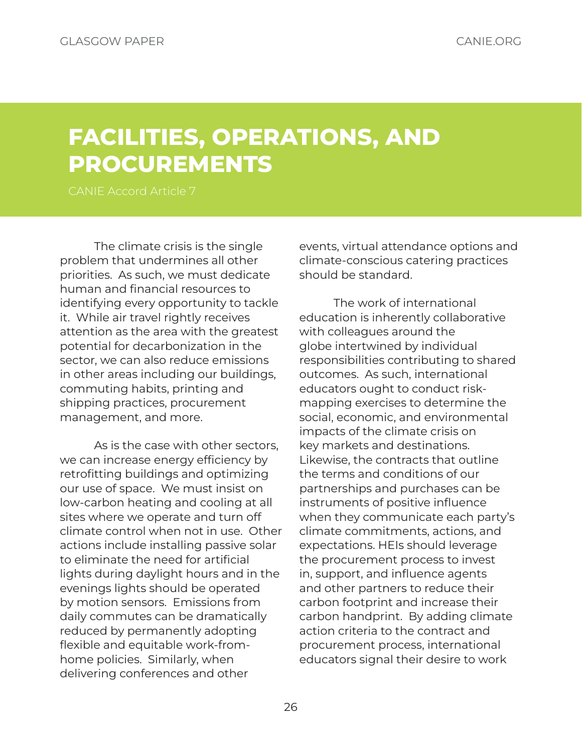# FACILITIES, OPERATIONS, AND PROCUREMENTS

CANIE Accord Article 7

The climate crisis is the single problem that undermines all other priorities. As such, we must dedicate human and financial resources to identifying every opportunity to tackle it. While air travel rightly receives attention as the area with the greatest potential for decarbonization in the sector, we can also reduce emissions in other areas including our buildings, commuting habits, printing and shipping practices, procurement management, and more.

As is the case with other sectors, we can increase energy efficiency by retrofitting buildings and optimizing our use of space. We must insist on low-carbon heating and cooling at all sites where we operate and turn off climate control when not in use. Other actions include installing passive solar to eliminate the need for artificial lights during daylight hours and in the evenings lights should be operated by motion sensors. Emissions from daily commutes can be dramatically reduced by permanently adopting flexible and equitable work-from-home policies. Similarly, when delivering conferences and other events, virtual attendance options and climate-conscious catering practices should be standard.

The work of international education is inherently collaborative with colleagues around the globe intertwined by individual responsibilities contributing to shared outcomes. As such, international educators ought to conduct risk-mapping exercises to determine the social, economic, and environmental impacts of the climate crisis on key markets and destinations. Likewise, the contracts that outline the terms and conditions of our partnerships and purchases can be instruments of positive influence when they communicate each party's climate commitments, actions, and expectations. HEIs should leverage the procurement process to invest in, support, and influence agents and other partners to reduce their carbon footprint and increase their carbon handprint. By adding climate action criteria to the contract and procurement process, international educators signal their desire to work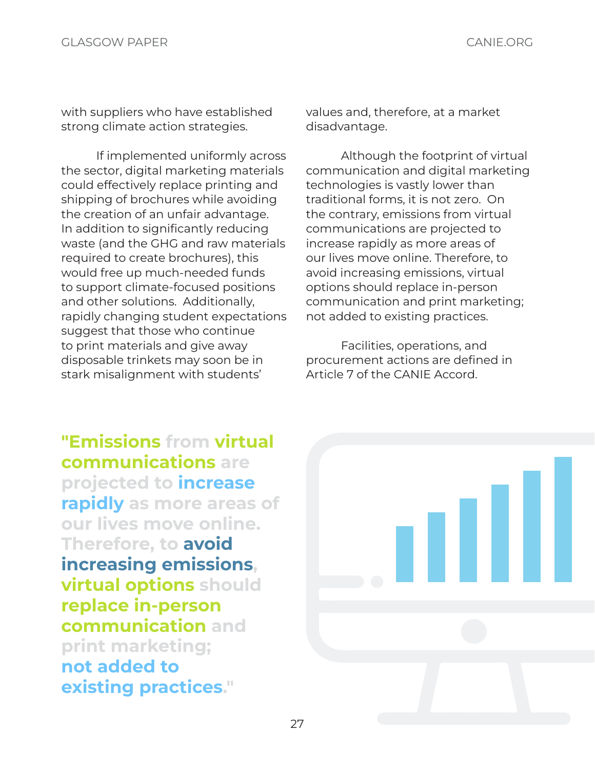with suppliers who have established strong climate action strategies.

If implemented uniformly across the sector, digital marketing materials could effectively replace printing and shipping of brochures while avoiding the creation of an unfair advantage. In addition to significantly reducing waste (and the GHG and raw materials required to create brochures), this would free up much-needed funds to support climate-focused positions and other solutions. Additionally, rapidly changing student expectations suggest that those who continue to print materials and give away disposable trinkets may soon be in stark misalignment with students' values and, therefore, at a market disadvantage.

Although the footprint of virtual communication and digital marketing technologies is vastly lower than traditional forms, it is not zero. On the contrary, emissions from virtual communications are projected to increase rapidly as more areas of our lives move online. Therefore, to avoid increasing emissions, virtual options should replace in-person communication and print marketing; not added to existing practices.

Facilities, operations, and procurement actions are defined in Article 7 of the CANIE Accord.

> **"Emissions from virtual communications are projected to increase rapidly as more areas of our lives move online. Therefore, to avoid increasing emissions, virtual options should replace in-person communication and print marketing; not added to existing practices."**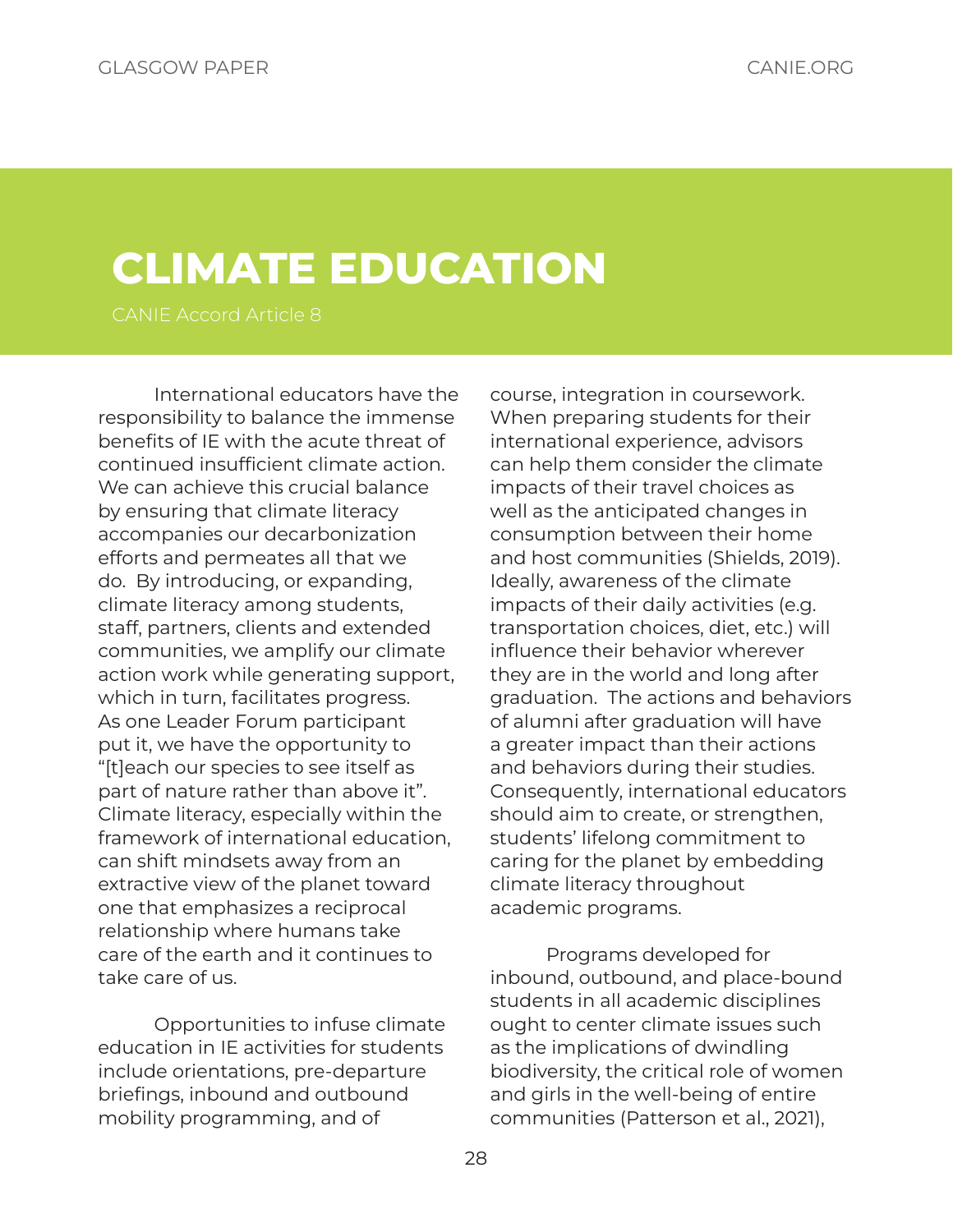# CLIMATE EDUCATION

CANIE Accord Article 8

International educators have the responsibility to balance the immense benefits of IE with the acute threat of continued insufficient climate action. We can achieve this crucial balance by ensuring that climate literacy accompanies our decarbonization efforts and permeates all that we do. By introducing, or expanding, climate literacy among students, staff, partners, clients and extended communities, we amplify our climate action work while generating support, which in turn, facilitates progress. As one Leader Forum participant put it, we have the opportunity to "[t]each our species to see itself as part of nature rather than above it". Climate literacy, especially within the framework of international education, can shift mindsets away from an extractive view of the planet toward one that emphasizes a reciprocal relationship where humans take care of the earth and it continues to take care of us.

Opportunities to infuse climate education in IE activities for students include orientations, pre-departure briefings, inbound and outbound mobility programming, and of course, integration in coursework. When preparing students for their international experience, advisors can help them consider the climate impacts of their travel choices as well as the anticipated changes in consumption between their home and host communities (Shields, 2019). Ideally, awareness of the climate impacts of their daily activities (e.g. transportation choices, diet, etc.) will influence their behavior wherever they are in the world and long after graduation. The actions and behaviors of alumni after graduation will have a greater impact than their actions and behaviors during their studies. Consequently, international educators should aim to create, or strengthen, students' lifelong commitment to caring for the planet by embedding climate literacy throughout academic programs.

Programs developed for inbound, outbound, and place-bound students in all academic disciplines ought to center climate issues such as the implications of dwindling biodiversity, the critical role of women and girls in the well-being of entire communities (Patterson et al., 2021),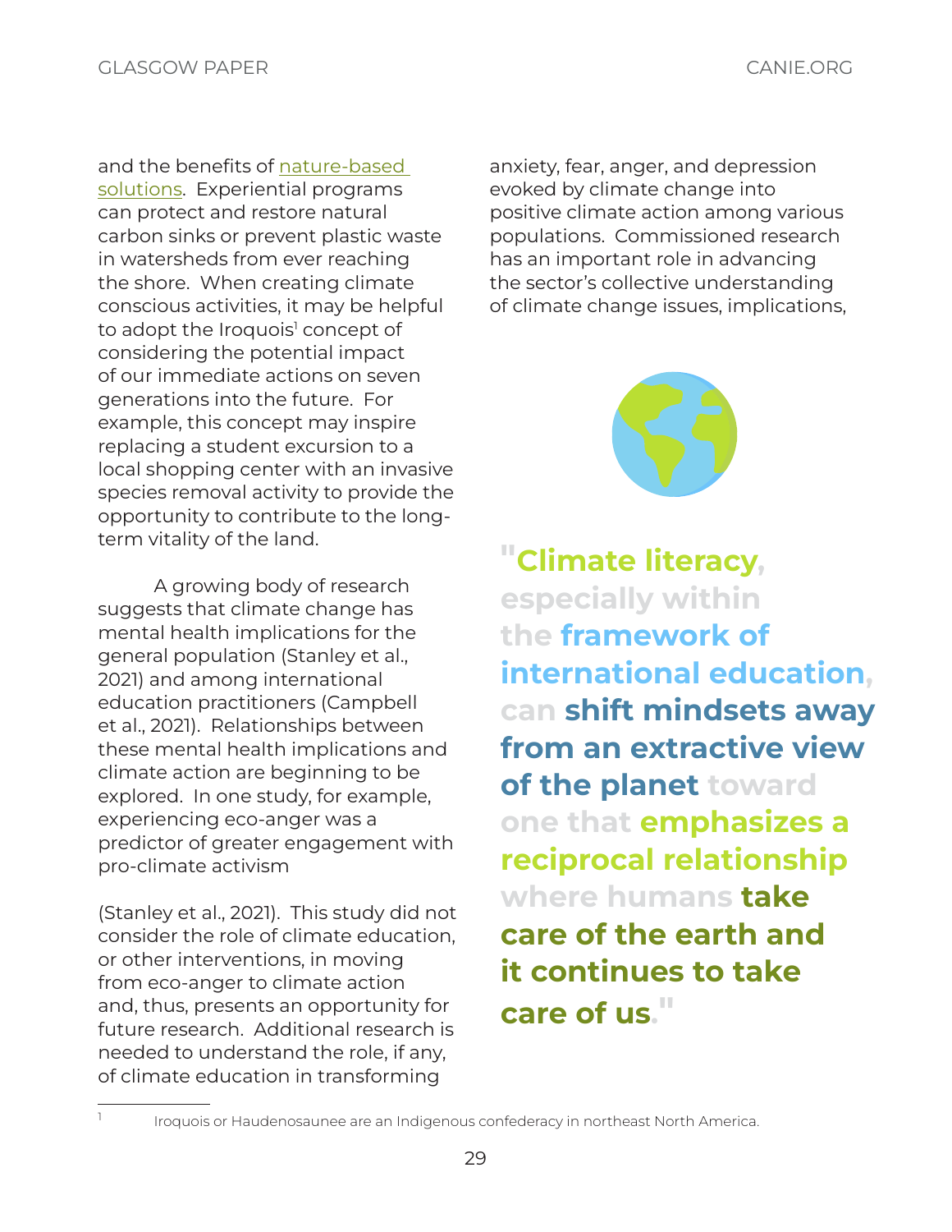and the benefits of nature-based solutions. Experiential programs can protect and restore natural carbon sinks or prevent plastic waste in watersheds from ever reaching the shore. When creating climate conscious activities, it may be helpful to adopt the Iroquois[1] concept of considering the potential impact of our immediate actions on seven generations into the future. For example, this concept may inspire replacing a student excursion to a local shopping center with an invasive species removal activity to provide the opportunity to contribute to the long-term vitality of the land.

A growing body of research suggests that climate change has mental health implications for the general population (Stanley et al., 2021) and among international education practitioners (Campbell et al., 2021). Relationships between these mental health implications and climate action are beginning to be explored. In one study, for example, experiencing eco-anger was a predictor of greater engagement with pro-climate activism (Stanley et al., 2021). This study did not consider the role of climate education, or other interventions, in moving from eco-anger to climate action and, thus, presents an opportunity for future research. Additional research is needed to understand the role, if any, of climate education in transforming anxiety, fear, anger, and depression evoked by climate change into positive climate action among various populations. Commissioned research has an important role in advancing the sector's collective understanding of climate change issues, implications,

> **"Climate literacy, especially within the framework of international education, can shift mindsets away from an extractive view of the planet toward one that emphasizes a reciprocal relationship where humans take care of the earth and it continues to take care of us."**

[1] Iroquois or Haudenosaunee are an Indigenous confederacy in northeast North America.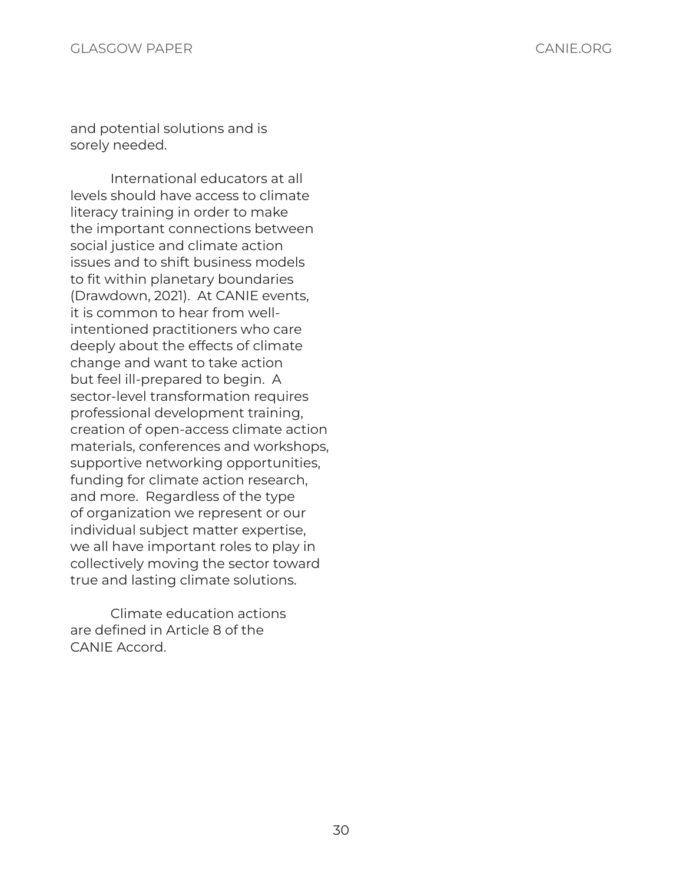and potential solutions and is sorely needed.

International educators at all levels should have access to climate literacy training in order to make the important connections between social justice and climate action issues and to shift business models to fit within planetary boundaries (Drawdown, 2021). At CANIE events, it is common to hear from well-intentioned practitioners who care deeply about the effects of climate change and want to take action but feel ill-prepared to begin. A sector-level transformation requires professional development training, creation of open-access climate action materials, conferences and workshops, supportive networking opportunities, funding for climate action research, and more. Regardless of the type of organization we represent or our individual subject matter expertise, we all have important roles to play in collectively moving the sector toward true and lasting climate solutions.

Climate education actions are defined in Article 8 of the CANIE Accord.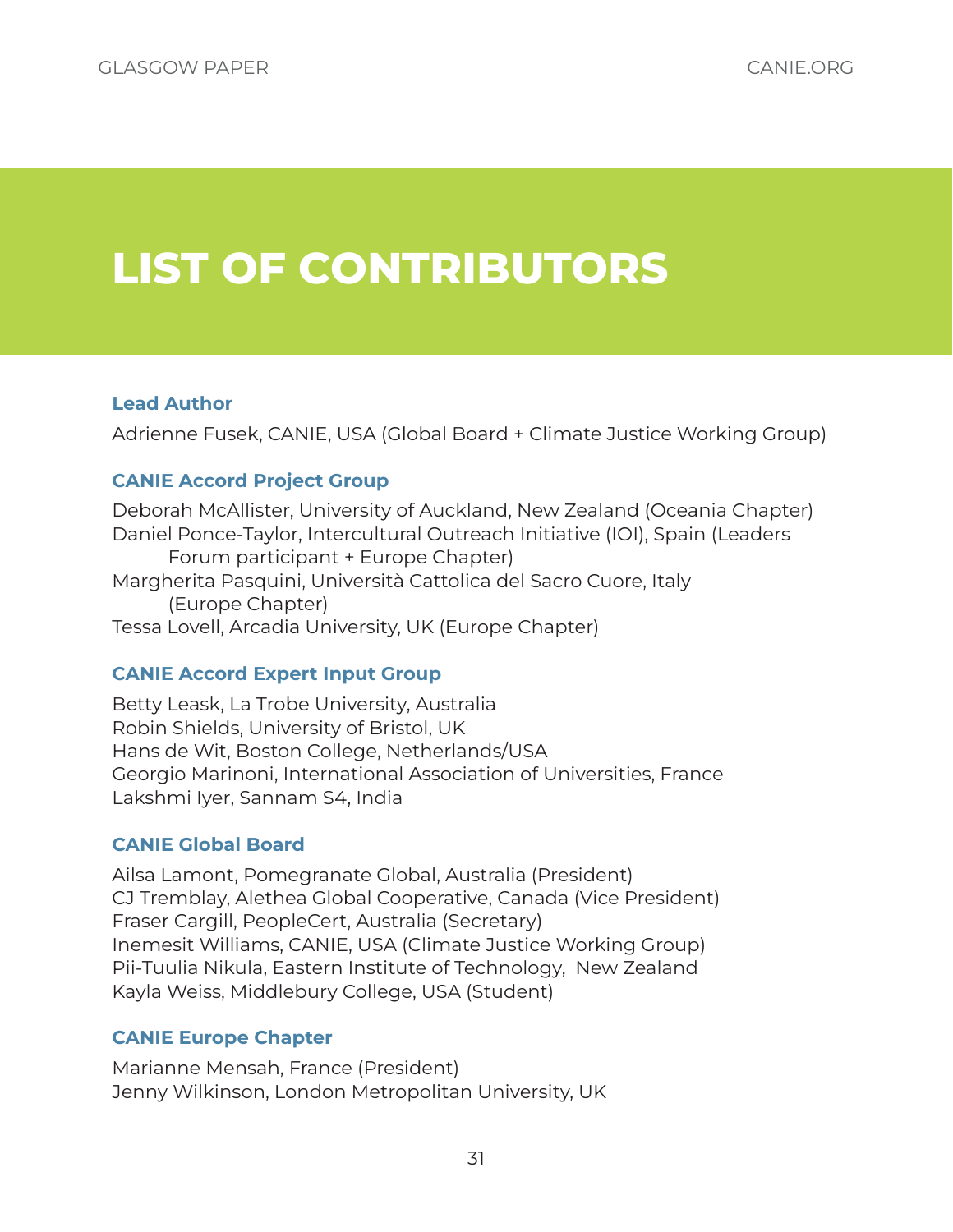# LIST OF CONTRIBUTORS

### Lead Author

Adrienne Fusek, CANIE, USA (Global Board + Climate Justice Working Group)

### CANIE Accord Project Group

Deborah McAllister, University of Auckland, New Zealand (Oceania Chapter)
Daniel Ponce-Taylor, Intercultural Outreach Initiative (IOI), Spain (Leaders Forum participant + Europe Chapter)
Margherita Pasquini, Università Cattolica del Sacro Cuore, Italy (Europe Chapter)
Tessa Lovell, Arcadia University, UK (Europe Chapter)

### CANIE Accord Expert Input Group

Betty Leask, La Trobe University, Australia
Robin Shields, University of Bristol, UK
Hans de Wit, Boston College, Netherlands/USA
Georgio Marinoni, International Association of Universities, France
Lakshmi Iyer, Sannam S4, India

### CANIE Global Board

Ailsa Lamont, Pomegranate Global, Australia (President)
CJ Tremblay, Alethea Global Cooperative, Canada (Vice President)
Fraser Cargill, PeopleCert, Australia (Secretary)
Inemesit Williams, CANIE, USA (Climate Justice Working Group)
Pii-Tuulia Nikula, Eastern Institute of Technology, New Zealand
Kayla Weiss, Middlebury College, USA (Student)

### CANIE Europe Chapter

Marianne Mensah, France (President)
Jenny Wilkinson, London Metropolitan University, UK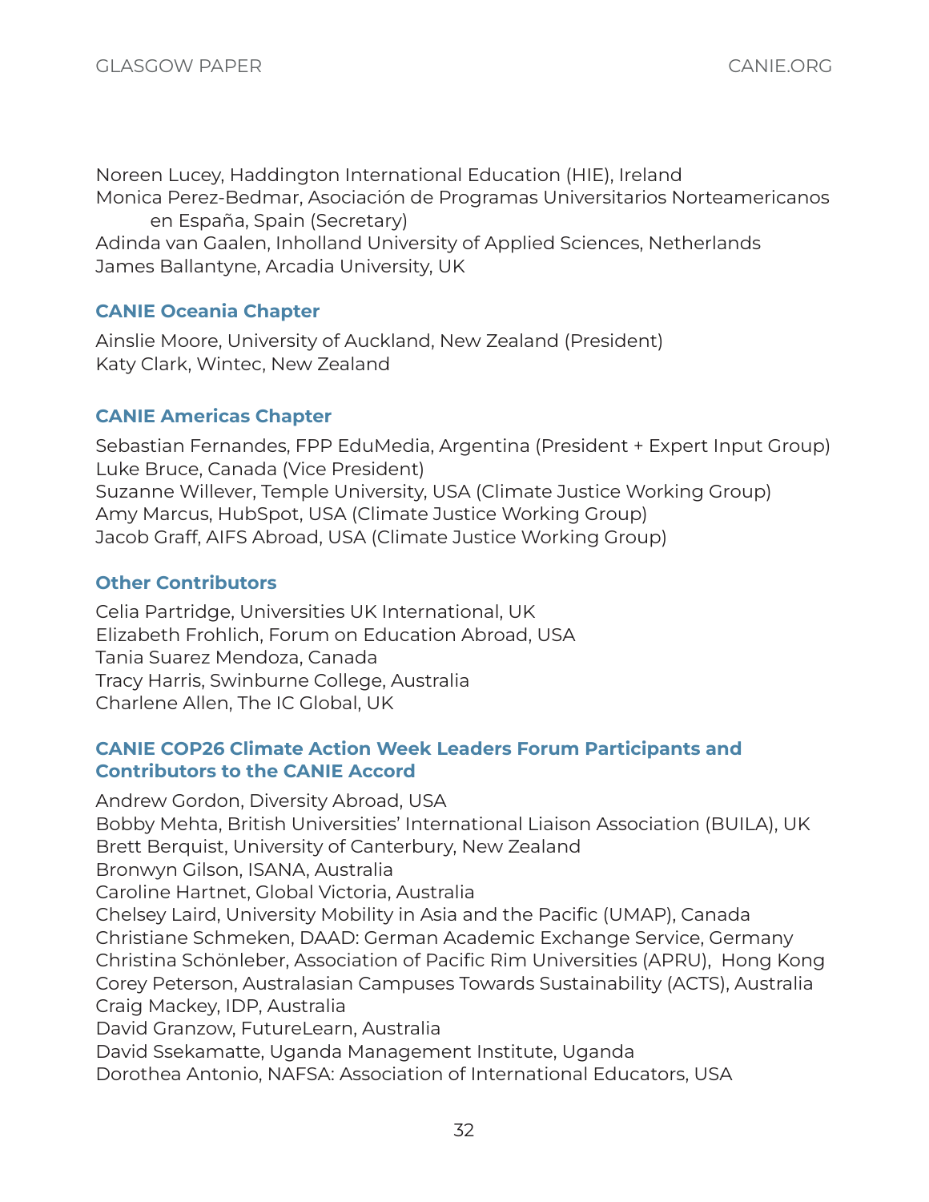Noreen Lucey, Haddington International Education (HIE), Ireland
Monica Perez-Bedmar, Asociación de Programas Universitarios Norteamericanos en España, Spain (Secretary)
Adinda van Gaalen, Inholland University of Applied Sciences, Netherlands
James Ballantyne, Arcadia University, UK

### CANIE Oceania Chapter

Ainslie Moore, University of Auckland, New Zealand (President)
Katy Clark, Wintec, New Zealand

### CANIE Americas Chapter

Sebastian Fernandes, FPP EduMedia, Argentina (President + Expert Input Group)
Luke Bruce, Canada (Vice President)
Suzanne Willever, Temple University, USA (Climate Justice Working Group)
Amy Marcus, HubSpot, USA (Climate Justice Working Group)
Jacob Graff, AIFS Abroad, USA (Climate Justice Working Group)

### Other Contributors

Celia Partridge, Universities UK International, UK
Elizabeth Frohlich, Forum on Education Abroad, USA
Tania Suarez Mendoza, Canada
Tracy Harris, Swinburne College, Australia
Charlene Allen, The IC Global, UK

### CANIE COP26 Climate Action Week Leaders Forum Participants and Contributors to the CANIE Accord

Andrew Gordon, Diversity Abroad, USA
Bobby Mehta, British Universities' International Liaison Association (BUILA), UK
Brett Berquist, University of Canterbury, New Zealand
Bronwyn Gilson, ISANA, Australia
Caroline Hartnet, Global Victoria, Australia
Chelsey Laird, University Mobility in Asia and the Pacific (UMAP), Canada
Christiane Schmeken, DAAD: German Academic Exchange Service, Germany
Christina Schönleber, Association of Pacific Rim Universities (APRU), Hong Kong
Corey Peterson, Australasian Campuses Towards Sustainability (ACTS), Australia
Craig Mackey, IDP, Australia
David Granzow, FutureLearn, Australia
David Ssekamatte, Uganda Management Institute, Uganda
Dorothea Antonio, NAFSA: Association of International Educators, USA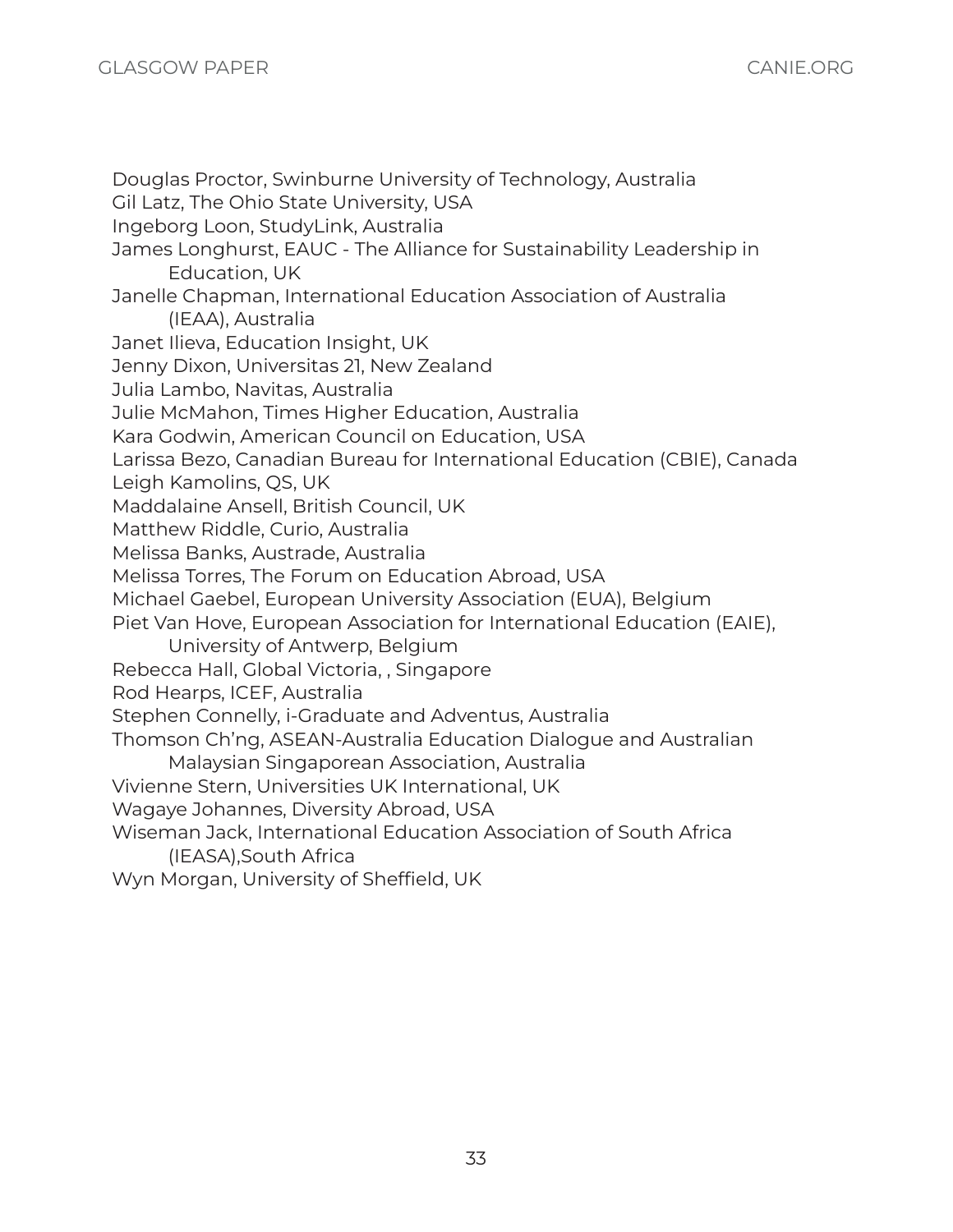Douglas Proctor, Swinburne University of Technology, Australia
Gil Latz, The Ohio State University, USA
Ingeborg Loon, StudyLink, Australia
James Longhurst, EAUC - The Alliance for Sustainability Leadership in Education, UK
Janelle Chapman, International Education Association of Australia (IEAA), Australia
Janet Ilieva, Education Insight, UK
Jenny Dixon, Universitas 21, New Zealand
Julia Lambo, Navitas, Australia
Julie McMahon, Times Higher Education, Australia
Kara Godwin, American Council on Education, USA
Larissa Bezo, Canadian Bureau for International Education (CBIE), Canada
Leigh Kamolins, QS, UK
Maddalaine Ansell, British Council, UK
Matthew Riddle, Curio, Australia
Melissa Banks, Austrade, Australia
Melissa Torres, The Forum on Education Abroad, USA
Michael Gaebel, European University Association (EUA), Belgium
Piet Van Hove, European Association for International Education (EAIE), University of Antwerp, Belgium
Rebecca Hall, Global Victoria, , Singapore
Rod Hearps, ICEF, Australia
Stephen Connelly, i-Graduate and Adventus, Australia
Thomson Ch'ng, ASEAN-Australia Education Dialogue and Australian Malaysian Singaporean Association, Australia
Vivienne Stern, Universities UK International, UK
Wagaye Johannes, Diversity Abroad, USA
Wiseman Jack, International Education Association of South Africa (IEASA),South Africa
Wyn Morgan, University of Sheffield, UK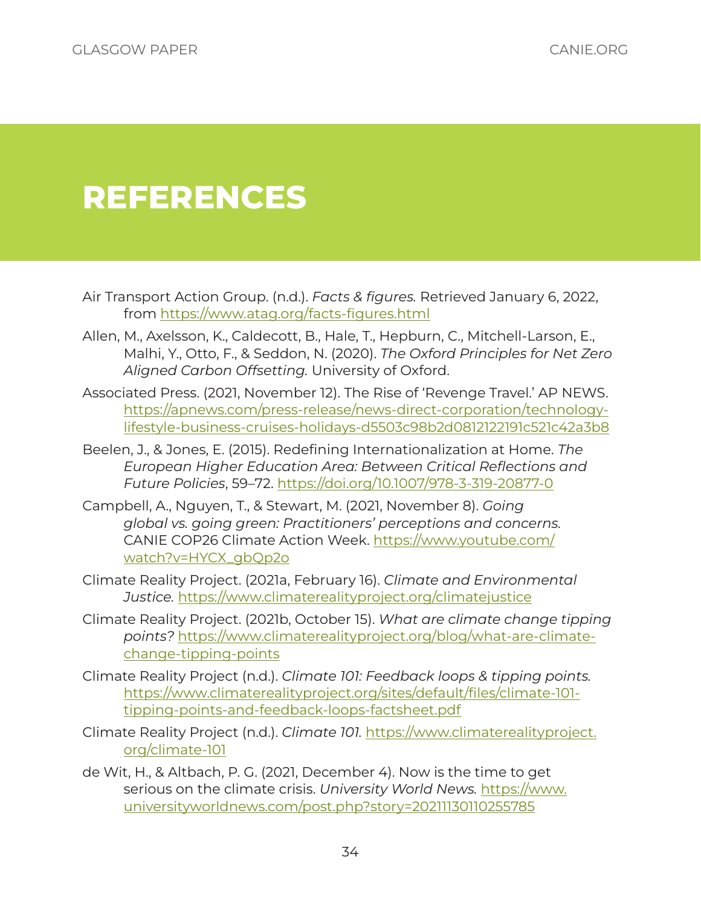# REFERENCES

Air Transport Action Group. (n.d.). *Facts & figures.* Retrieved January 6, 2022, from https://www.atag.org/facts-figures.html

Allen, M., Axelsson, K., Caldecott, B., Hale, T., Hepburn, C., Mitchell-Larson, E., Malhi, Y., Otto, F., & Seddon, N. (2020). *The Oxford Principles for Net Zero Aligned Carbon Offsetting.* University of Oxford.

Associated Press. (2021, November 12). The Rise of 'Revenge Travel.' AP NEWS. https://apnews.com/press-release/news-direct-corporation/technology-lifestyle-business-cruises-holidays-d5503c98b2d0812122191c521c42a3b8

Beelen, J., & Jones, E. (2015). Redefining Internationalization at Home. *The European Higher Education Area: Between Critical Reflections and Future Policies*, 59–72. https://doi.org/10.1007/978-3-319-20877-0

Campbell, A., Nguyen, T., & Stewart, M. (2021, November 8). *Going global vs. going green: Practitioners' perceptions and concerns.* CANIE COP26 Climate Action Week. https://www.youtube.com/watch?v=HYCX_gbQp2o

Climate Reality Project. (2021a, February 16). *Climate and Environmental Justice.* https://www.climaterealityproject.org/climatejustice

Climate Reality Project. (2021b, October 15). *What are climate change tipping points?* https://www.climaterealityproject.org/blog/what-are-climate-change-tipping-points

Climate Reality Project (n.d.). *Climate 101: Feedback loops & tipping points.* https://www.climaterealityproject.org/sites/default/files/climate-101-tipping-points-and-feedback-loops-factsheet.pdf

Climate Reality Project (n.d.). *Climate 101.* https://www.climaterealityproject.org/climate-101

de Wit, H., & Altbach, P. G. (2021, December 4). Now is the time to get serious on the climate crisis. *University World News.* https://www.universityworldnews.com/post.php?story=20211130110255785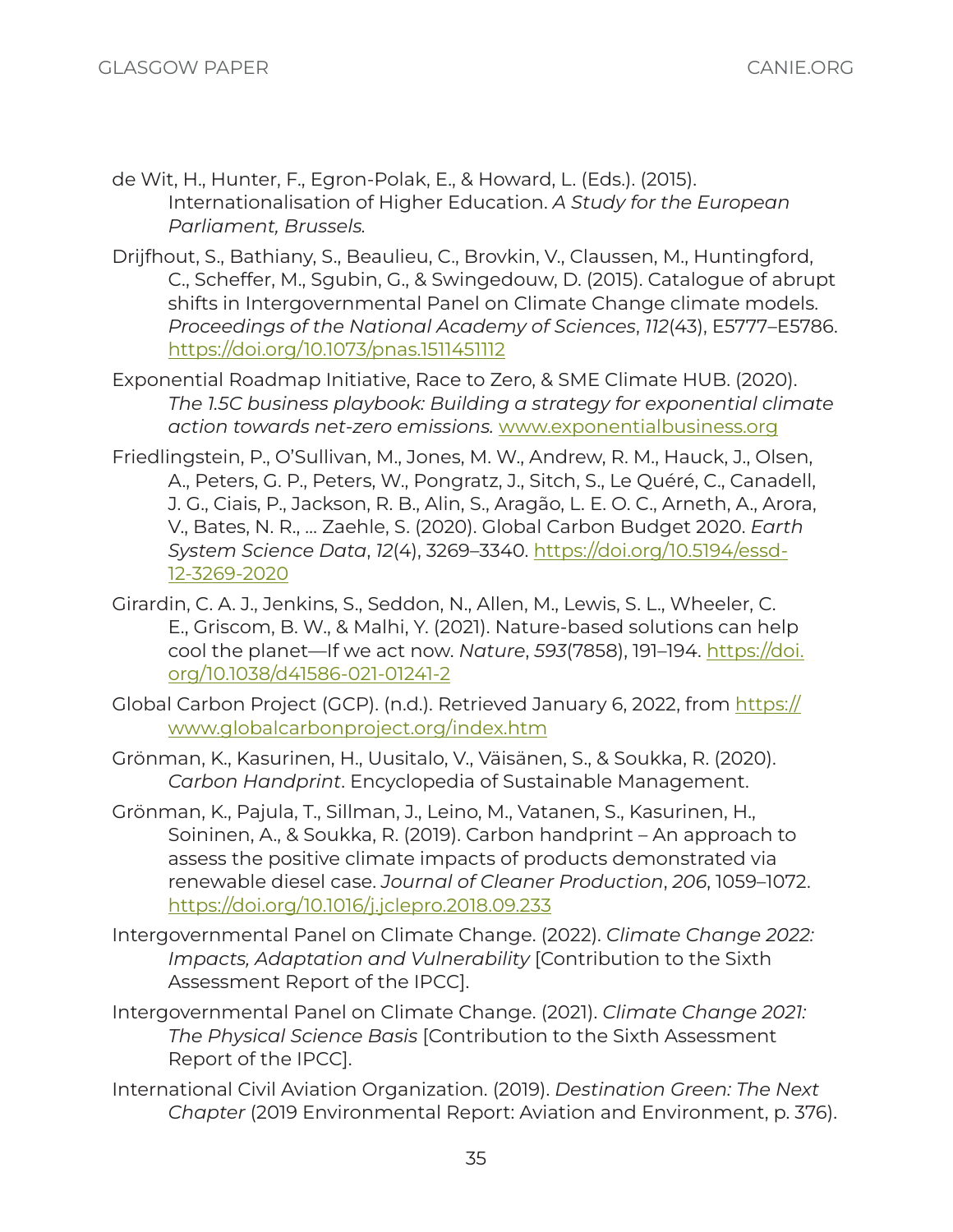de Wit, H., Hunter, F., Egron-Polak, E., & Howard, L. (Eds.). (2015). Internationalisation of Higher Education. *A Study for the European Parliament, Brussels.*

Drijfhout, S., Bathiany, S., Beaulieu, C., Brovkin, V., Claussen, M., Huntingford, C., Scheffer, M., Sgubin, G., & Swingedouw, D. (2015). Catalogue of abrupt shifts in Intergovernmental Panel on Climate Change climate models. *Proceedings of the National Academy of Sciences*, *112*(43), E5777–E5786. https://doi.org/10.1073/pnas.1511451112

Exponential Roadmap Initiative, Race to Zero, & SME Climate HUB. (2020). *The 1.5C business playbook: Building a strategy for exponential climate action towards net-zero emissions.* www.exponentialbusiness.org

Friedlingstein, P., O'Sullivan, M., Jones, M. W., Andrew, R. M., Hauck, J., Olsen, A., Peters, G. P., Peters, W., Pongratz, J., Sitch, S., Le Quéré, C., Canadell, J. G., Ciais, P., Jackson, R. B., Alin, S., Aragão, L. E. O. C., Arneth, A., Arora, V., Bates, N. R., … Zaehle, S. (2020). Global Carbon Budget 2020. *Earth System Science Data*, *12*(4), 3269–3340. https://doi.org/10.5194/essd-12-3269-2020

Girardin, C. A. J., Jenkins, S., Seddon, N., Allen, M., Lewis, S. L., Wheeler, C. E., Griscom, B. W., & Malhi, Y. (2021). Nature-based solutions can help cool the planet—If we act now. *Nature*, *593*(7858), 191–194. https://doi.org/10.1038/d41586-021-01241-2

Global Carbon Project (GCP). (n.d.). Retrieved January 6, 2022, from https://www.globalcarbonproject.org/index.htm

Grönman, K., Kasurinen, H., Uusitalo, V., Väisänen, S., & Soukka, R. (2020). *Carbon Handprint*. Encyclopedia of Sustainable Management.

Grönman, K., Pajula, T., Sillman, J., Leino, M., Vatanen, S., Kasurinen, H., Soininen, A., & Soukka, R. (2019). Carbon handprint – An approach to assess the positive climate impacts of products demonstrated via renewable diesel case. *Journal of Cleaner Production*, *206*, 1059–1072. https://doi.org/10.1016/j.jclepro.2018.09.233

Intergovernmental Panel on Climate Change. (2022). *Climate Change 2022: Impacts, Adaptation and Vulnerability* [Contribution to the Sixth Assessment Report of the IPCC].

Intergovernmental Panel on Climate Change. (2021). *Climate Change 2021: The Physical Science Basis* [Contribution to the Sixth Assessment Report of the IPCC].

International Civil Aviation Organization. (2019). *Destination Green: The Next Chapter* (2019 Environmental Report: Aviation and Environment, p. 376).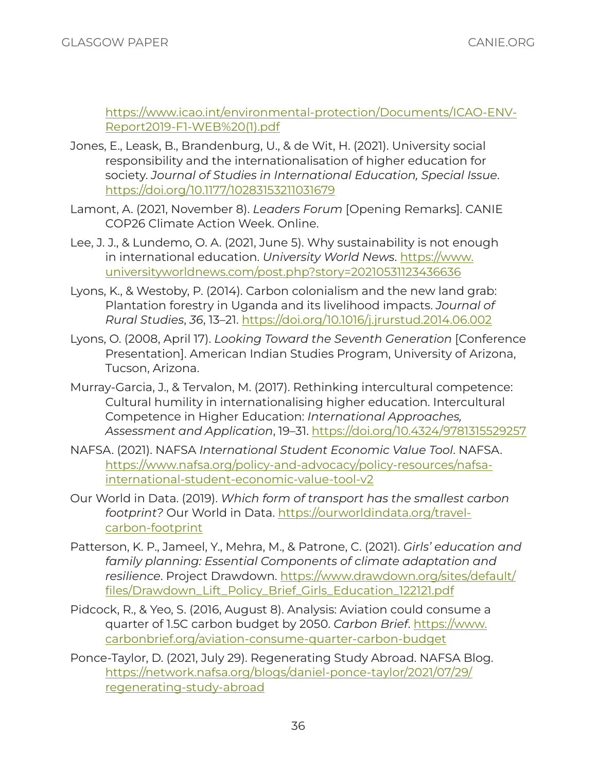https://www.icao.int/environmental-protection/Documents/ICAO-ENV-Report2019-F1-WEB%20(1).pdf

Jones, E., Leask, B., Brandenburg, U., & de Wit, H. (2021). University social responsibility and the internationalisation of higher education for society. *Journal of Studies in International Education, Special Issue*. https://doi.org/10.1177/10283153211031679

Lamont, A. (2021, November 8). *Leaders Forum* [Opening Remarks]. CANIE COP26 Climate Action Week. Online.

Lee, J. J., & Lundemo, O. A. (2021, June 5). Why sustainability is not enough in international education. *University World News*. https://www.universityworldnews.com/post.php?story=20210531123436636

Lyons, K., & Westoby, P. (2014). Carbon colonialism and the new land grab: Plantation forestry in Uganda and its livelihood impacts. *Journal of Rural Studies*, *36*, 13–21. https://doi.org/10.1016/j.jrurstud.2014.06.002

Lyons, O. (2008, April 17). *Looking Toward the Seventh Generation* [Conference Presentation]. American Indian Studies Program, University of Arizona, Tucson, Arizona.

Murray-Garcia, J., & Tervalon, M. (2017). Rethinking intercultural competence: Cultural humility in internationalising higher education. Intercultural Competence in Higher Education: *International Approaches, Assessment and Application*, 19–31. https://doi.org/10.4324/9781315529257

NAFSA. (2021). NAFSA *International Student Economic Value Tool*. NAFSA. https://www.nafsa.org/policy-and-advocacy/policy-resources/nafsa-international-student-economic-value-tool-v2

Our World in Data. (2019). *Which form of transport has the smallest carbon footprint?* Our World in Data. https://ourworldindata.org/travel-carbon-footprint

Patterson, K. P., Jameel, Y., Mehra, M., & Patrone, C. (2021). *Girls' education and family planning: Essential Components of climate adaptation and resilience*. Project Drawdown. https://www.drawdown.org/sites/default/files/Drawdown_Lift_Policy_Brief_Girls_Education_122121.pdf

Pidcock, R., & Yeo, S. (2016, August 8). Analysis: Aviation could consume a quarter of 1.5C carbon budget by 2050. *Carbon Brief*. https://www.carbonbrief.org/aviation-consume-quarter-carbon-budget

Ponce-Taylor, D. (2021, July 29). Regenerating Study Abroad. NAFSA Blog. https://network.nafsa.org/blogs/daniel-ponce-taylor/2021/07/29/regenerating-study-abroad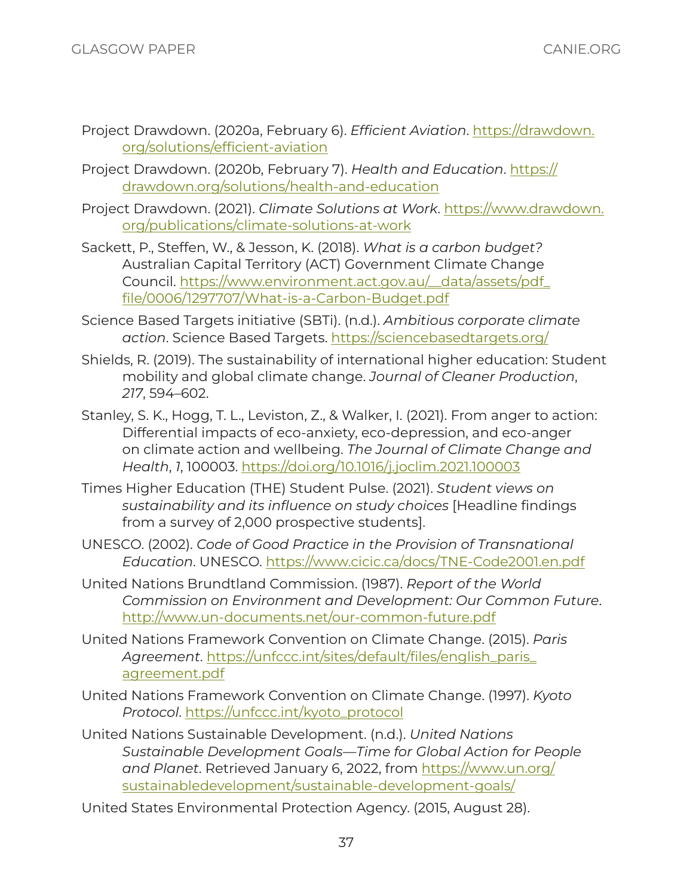Project Drawdown. (2020a, February 6). *Efficient Aviation*. https://drawdown.org/solutions/efficient-aviation

Project Drawdown. (2020b, February 7). *Health and Education*. https://drawdown.org/solutions/health-and-education

Project Drawdown. (2021). *Climate Solutions at Work*. https://www.drawdown.org/publications/climate-solutions-at-work

Sackett, P., Steffen, W., & Jesson, K. (2018). *What is a carbon budget?* Australian Capital Territory (ACT) Government Climate Change Council. https://www.environment.act.gov.au/__data/assets/pdf_file/0006/1297707/What-is-a-Carbon-Budget.pdf

Science Based Targets initiative (SBTi). (n.d.). *Ambitious corporate climate action*. Science Based Targets. https://sciencebasedtargets.org/

Shields, R. (2019). The sustainability of international higher education: Student mobility and global climate change. *Journal of Cleaner Production*, *217*, 594–602.

Stanley, S. K., Hogg, T. L., Leviston, Z., & Walker, I. (2021). From anger to action: Differential impacts of eco-anxiety, eco-depression, and eco-anger on climate action and wellbeing. *The Journal of Climate Change and Health*, *1*, 100003. https://doi.org/10.1016/j.joclim.2021.100003

Times Higher Education (THE) Student Pulse. (2021). *Student views on sustainability and its influence on study choices* [Headline findings from a survey of 2,000 prospective students].

UNESCO. (2002). *Code of Good Practice in the Provision of Transnational Education*. UNESCO. https://www.cicic.ca/docs/TNE-Code2001.en.pdf

United Nations Brundtland Commission. (1987). *Report of the World Commission on Environment and Development: Our Common Future*. http://www.un-documents.net/our-common-future.pdf

United Nations Framework Convention on Climate Change. (2015). *Paris Agreement*. https://unfccc.int/sites/default/files/english_paris_agreement.pdf

United Nations Framework Convention on Climate Change. (1997). *Kyoto Protocol*. https://unfccc.int/kyoto_protocol

United Nations Sustainable Development. (n.d.). *United Nations Sustainable Development Goals—Time for Global Action for People and Planet*. Retrieved January 6, 2022, from https://www.un.org/sustainabledevelopment/sustainable-development-goals/

United States Environmental Protection Agency. (2015, August 28).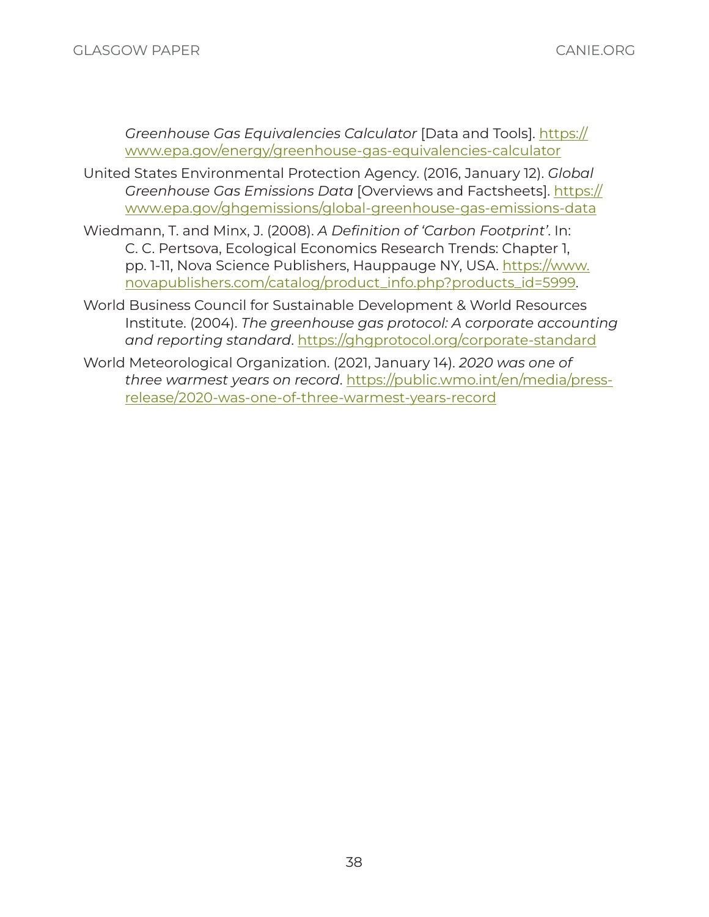*Greenhouse Gas Equivalencies Calculator* [Data and Tools]. https://www.epa.gov/energy/greenhouse-gas-equivalencies-calculator

United States Environmental Protection Agency. (2016, January 12). *Global Greenhouse Gas Emissions Data* [Overviews and Factsheets]. https://www.epa.gov/ghgemissions/global-greenhouse-gas-emissions-data

Wiedmann, T. and Minx, J. (2008). *A Definition of 'Carbon Footprint'*. In: C. C. Pertsova, Ecological Economics Research Trends: Chapter 1, pp. 1-11, Nova Science Publishers, Hauppauge NY, USA. https://www.novapublishers.com/catalog/product_info.php?products_id=5999.

World Business Council for Sustainable Development & World Resources Institute. (2004). *The greenhouse gas protocol: A corporate accounting and reporting standard*. https://ghgprotocol.org/corporate-standard

World Meteorological Organization. (2021, January 14). *2020 was one of three warmest years on record*. https://public.wmo.int/en/media/press-release/2020-was-one-of-three-warmest-years-record